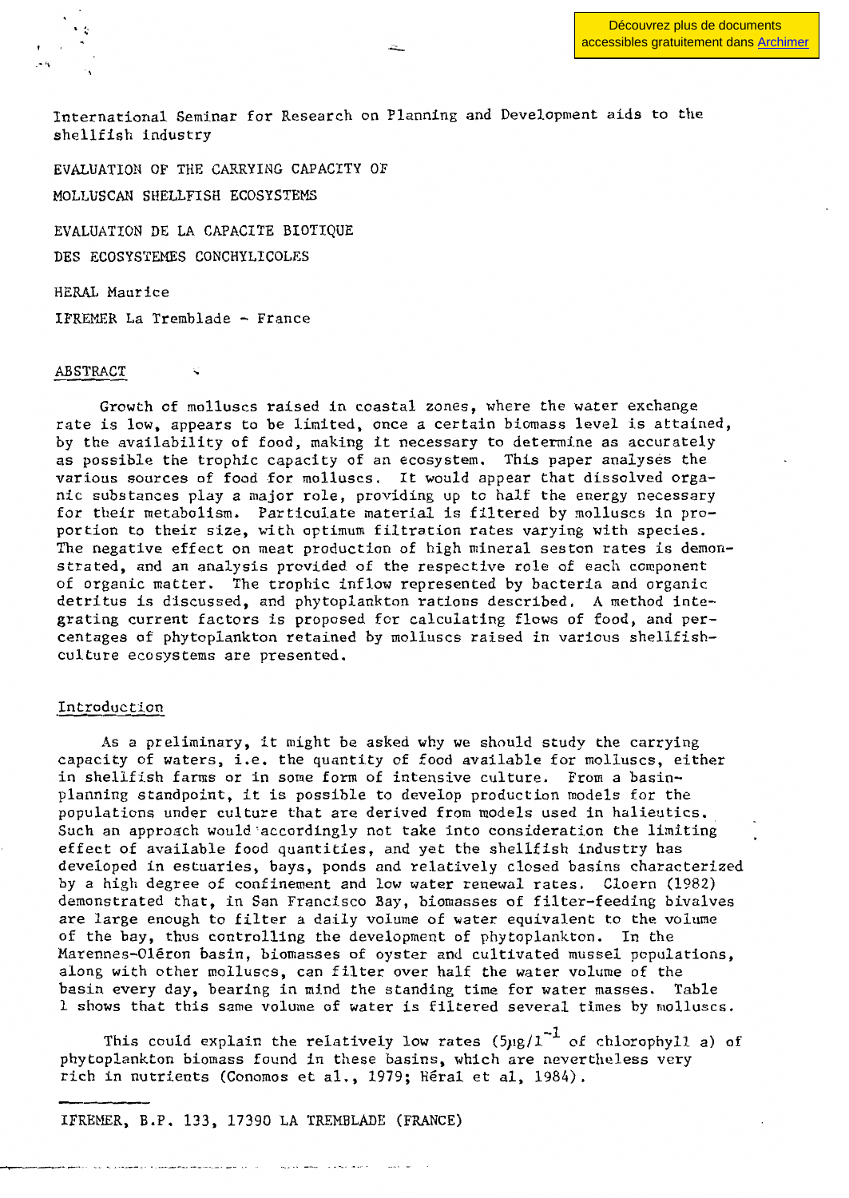International Seminar for Research on Planning and Development aids to the shellfish industry

# EVALUATION OF THE CARRYING CAPACITY OF MOLLUSCAN SHELLFISH ECOSYSTEMS

# EVALUATION DE LA CAPACITE BIOTIQUE DES ECOSYSTEMES CONCHYLICOLES

HERAL Maurice

IFREMER La Tremblade - France

## ABSTRACT

Growth of molluscs raised in coastal zones, where the water exchange rate is low, appears to be limited, once a certain biomass level is attained, by the availability of food, making it necessary to determine as accurately as possible the trophic capacity of an ecosystem. This paper analyses the various sources of food for molluscs. It would appear that dissolved organic substances play a major role, providing up to half the energy necessary for their metabolism. Particulate material is filtered by molluscs in proportion to their size, with optimum filtration rates varying with species. The negative effect on meat production of high mineral seston rates is demonstrated, and an analysis provided of the respective role of each component of organic matter. The trophic inflow represented by bacteria and organic detritus is discussed, and phytoplankton rations described. A method integrating current factors is proposed for calculating flows of food, and percentages of phytoplankton retained by molluscs raised in various shellfish-culture ecosystems are presented.

## Introduction

As a preliminary, it might be asked why we should study the carrying capacity of waters, i.e. the quantity of food available for molluscs, either in shellfish farms or in some form of intensive culture. From a basin-planning standpoint, it is possible to develop production models for the populations under culture that are derived from models used in halieutics. Such an approach would accordingly not take into consideration the limiting effect of available food quantities, and yet the shellfish industry has developed in estuaries, bays, ponds and relatively closed basins characterized by a high degree of confinement and low water renewal rates. Cloern (1982) demonstrated that, in San Francisco Bay, biomasses of filter-feeding bivalves are large enough to filter a daily volume of water equivalent to the volume of the bay, thus controlling the development of phytoplankton. In the Marennes-Oléron basin, biomasses of oyster and cultivated mussel populations, along with other molluscs, can filter over half the water volume of the basin every day, bearing in mind the standing time for water masses. Table 1 shows that this same volume of water is filtered several times by molluscs.

This could explain the relatively low rates ($5 \mu g/l^{-1}$ of chlorophyll a) of phytoplankton biomass found in these basins, which are nevertheless very rich in nutrients (Conomos et al., 1979; Héral et al, 1984).

---

IFREMER, B.P. 133, 17390 LA TREMBLADE (FRANCE)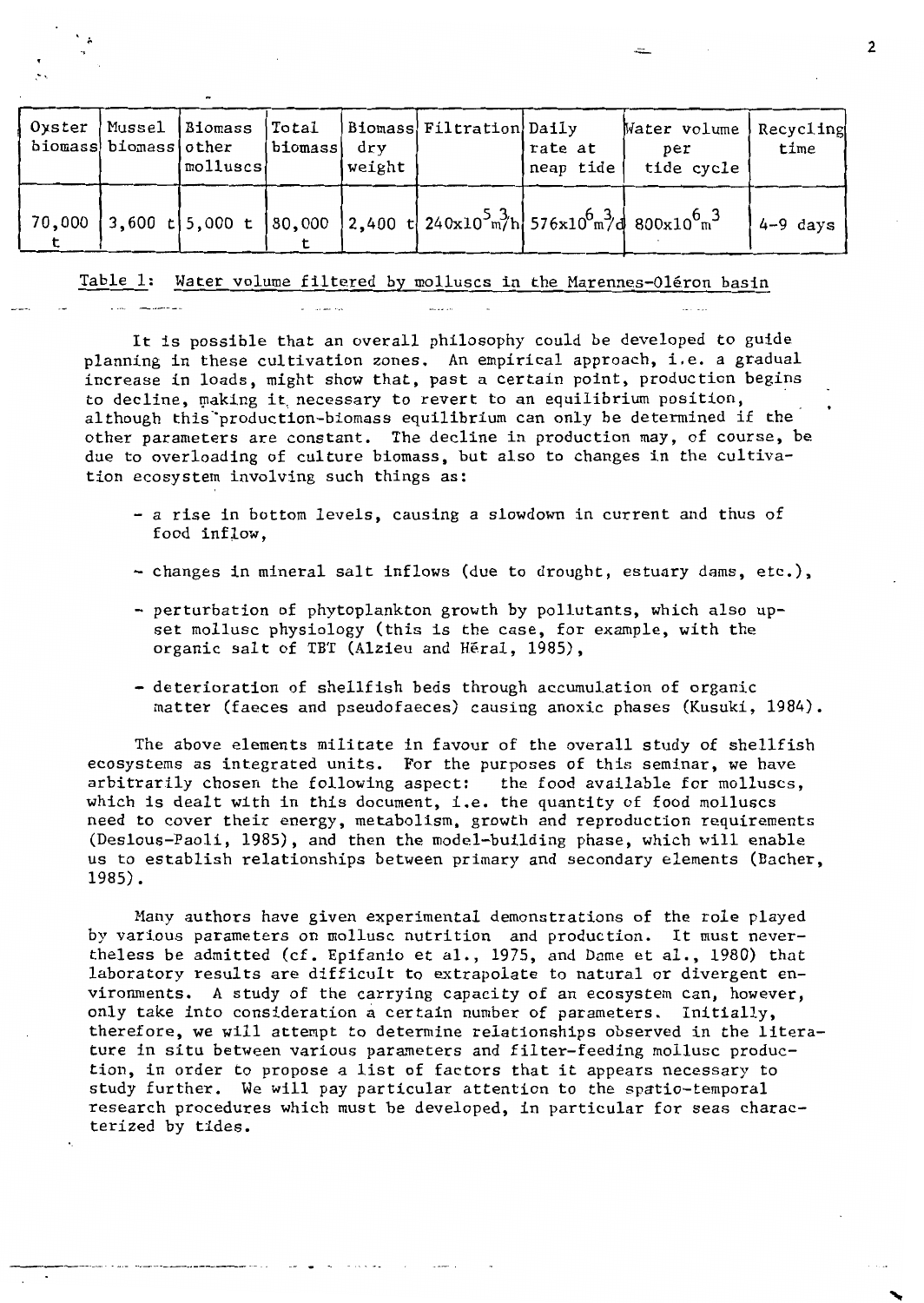| Oyster biomass | Mussel biomass | Biomass other molluscs | Total biomass | Biomass dry weight | Filtration | Daily rate at neap tide | Water volume per tide cycle | Recycling time |
|---|---|---|---|---|---|---|---|---|
| 70,000 t | 3,600 t | 5,000 t | 80,000 t | 2,400 t | $240 \times 10^5 m^3/h$ | $576 \times 10^6 m^3/d$ | $800 \times 10^6 m^3$ | 4-9 days |

Table 1: Water volume filtered by molluscs in the Marennes-Oléron basin

It is possible that an overall philosophy could be developed to guide planning in these cultivation zones. An empirical approach, i.e. a gradual increase in loads, might show that, past a certain point, production begins to decline, making it necessary to revert to an equilibrium position, although this production-biomass equilibrium can only be determined if the other parameters are constant. The decline in production may, of course, be due to overloading of culture biomass, but also to changes in the cultivation ecosystem involving such things as:

- a rise in bottom levels, causing a slowdown in current and thus of food inflow,
- changes in mineral salt inflows (due to drought, estuary dams, etc.),
- perturbation of phytoplankton growth by pollutants, which also upset mollusc physiology (this is the case, for example, with the organic salt of TBT (Alzieu and Héral, 1985),
- deterioration of shellfish beds through accumulation of organic matter (faeces and pseudofaeces) causing anoxic phases (Kusuki, 1984).

The above elements militate in favour of the overall study of shellfish ecosystems as integrated units. For the purposes of this seminar, we have arbitrarily chosen the following aspect: the food available for molluscs, which is dealt with in this document, i.e. the quantity of food molluscs need to cover their energy, metabolism, growth and reproduction requirements (Deslous-Paoli, 1985), and then the model-building phase, which will enable us to establish relationships between primary and secondary elements (Bacher, 1985).

Many authors have given experimental demonstrations of the role played by various parameters on mollusc nutrition and production. It must nevertheless be admitted (cf. Epifanio et al., 1975, and Dame et al., 1980) that laboratory results are difficult to extrapolate to natural or divergent environments. A study of the carrying capacity of an ecosystem can, however, only take into consideration a certain number of parameters. Initially, therefore, we will attempt to determine relationships observed in the literature in situ between various parameters and filter-feeding mollusc production, in order to propose a list of factors that it appears necessary to study further. We will pay particular attention to the spatio-temporal research procedures which must be developed, in particular for seas characterized by tides.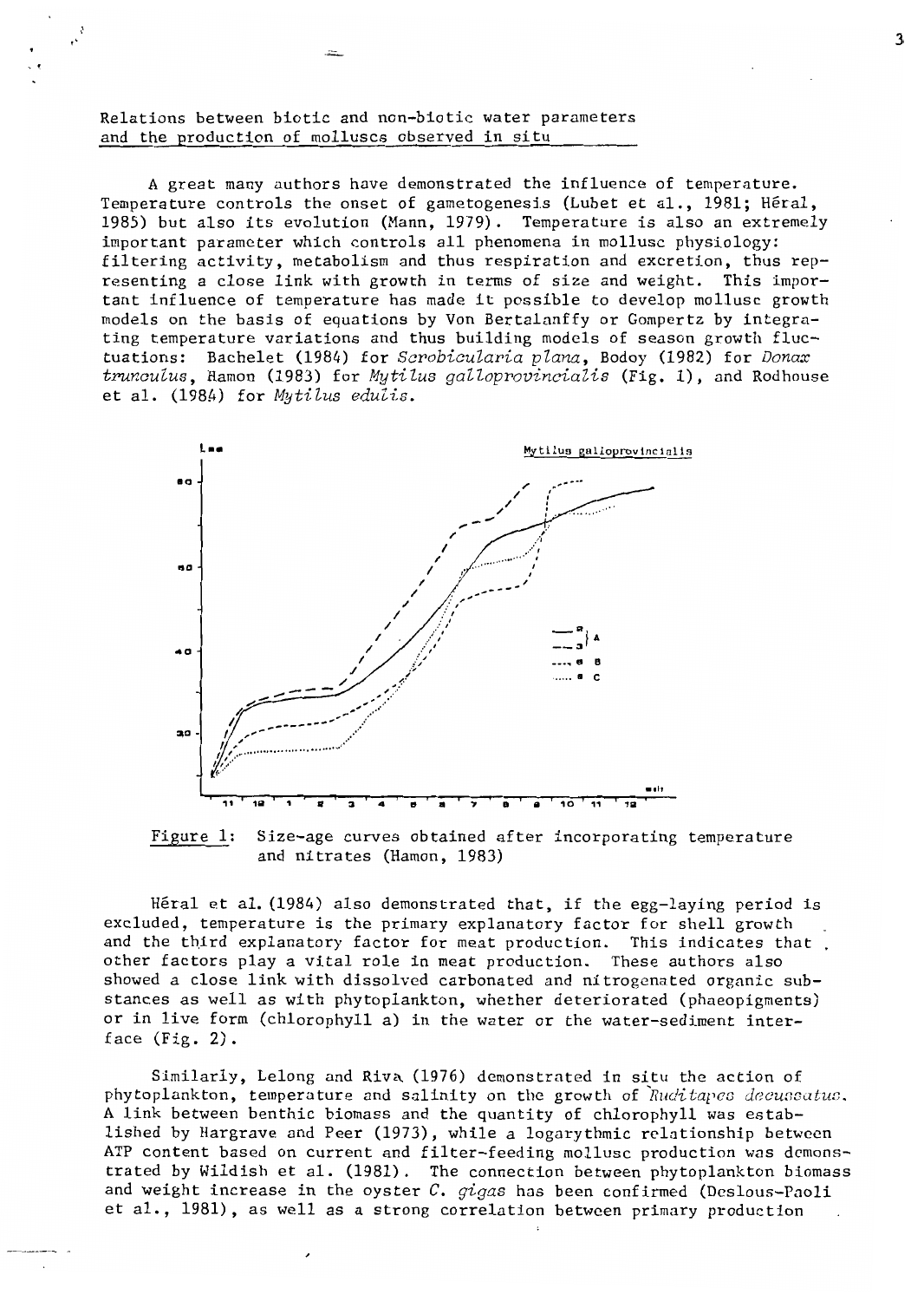Relations between biotic and non-biotic water parameters and the production of molluscs observed in situ

A great many authors have demonstrated the influence of temperature. Temperature controls the onset of gametogenesis (Lubet et al., 1981; Héral, 1985) but also its evolution (Mann, 1979). Temperature is also an extremely important parameter which controls all phenomena in mollusc physiology: filtering activity, metabolism and thus respiration and excretion, thus representing a close link with growth in terms of size and weight. This important influence of temperature has made it possible to develop mollusc growth models on the basis of equations by Von Bertalanffy or Gompertz by integrating temperature variations and thus building models of season growth fluctuations: Bachelet (1984) for *Scrobicularia plana*, Bodoy (1982) for *Donax trunculus*, Hamon (1983) for *Mytilus galloprovincialis* (Fig. 1), and Rodhouse et al. (1984) for *Mytilus edulis*.

Figure 1: Size-age curves obtained after incorporating temperature and nitrates (Hamon, 1983)

Héral et al. (1984) also demonstrated that, if the egg-laying period is excluded, temperature is the primary explanatory factor for shell growth and the third explanatory factor for meat production. This indicates that other factors play a vital role in meat production. These authors also showed a close link with dissolved carbonated and nitrogenated organic substances as well as with phytoplankton, whether deteriorated (phaeopigments) or in live form (chlorophyll a) in the water or the water-sediment interface (Fig. 2).

Similarly, Lelong and Riva (1976) demonstrated in situ the action of phytoplankton, temperature and salinity on the growth of *Ruditapes decussatus*. A link between benthic biomass and the quantity of chlorophyll was established by Hargrave and Peer (1973), while a logarythmic relationship between ATP content based on current and filter-feeding mollusc production was demonstrated by Wildish et al. (1981). The connection between phytoplankton biomass and weight increase in the oyster *C. gigas* has been confirmed (Deslous-Paoli et al., 1981), as well as a strong correlation between primary production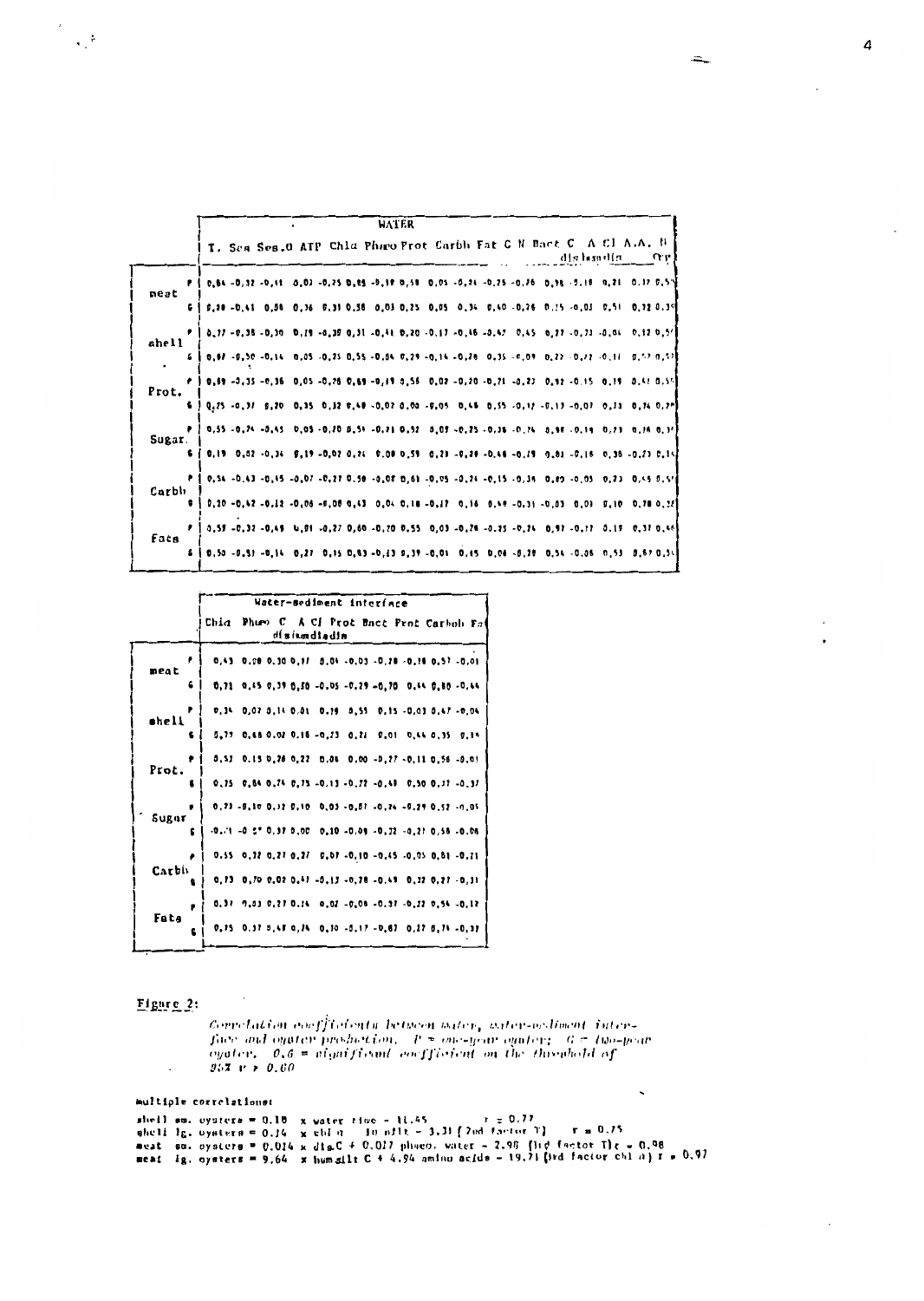| | | WATER | | | | | | | | | | | | | | | | |
|---|---|---|---|---|---|---|---|---|---|---|---|---|---|---|---|---|---|---|
| | | T. | Sea | Ses.O | ATP | Chla | Phaeo | Prot | Carbh | Fat | C | N | Bact | C dis | A humdia | Cl | A.A. | N Org |
| meat | P | 0,84 | -0,32 | -0,41 | 0,02 | -0,25 | 0,85 | -0,19 | 0,58 | 0,05 | -0,24 | -0,25 | -0,28 | 0,98 | -0,18 | 0,21 | 0,17 | 0,55 |
| | G | 0,28 | -0,41 | 0,08 | 0,36 | 0,31 | 0,58 | 0,03 | 0,25 | 0,05 | 0,34 | 0,40 | -0,26 | 0,15 | -0,03 | 0,51 | 0,72 | 0,35 |
| shell | P | 0,77 | -0,38 | -0,30 | 0,19 | -0,38 | 0,31 | -0,41 | 0,20 | -0,17 | -0,46 | -0,47 | 0,45 | 0,77 | -0,33 | -0,04 | 0,12 | 0,57 |
| | G | 0,87 | -0,50 | -0,14 | 0,05 | -0,25 | 0,55 | -0,04 | 0,29 | -0,14 | -0,28 | 0,35 | -0,09 | 0,22 | -0,22 | -0,11 | 0,57 | 0,53 |
| Prot. | P | 0,89 | -0,35 | -0,36 | 0,05 | -0,28 | 0,69 | -0,19 | 0,56 | 0,02 | -0,20 | -0,21 | -0,23 | 0,92 | -0,15 | 0,19 | 0,41 | 0,55 |
| | G | 0,25 | -0,37 | 0,20 | 0,35 | 0,32 | 0,48 | -0,02 | 0,00 | -0,05 | 0,46 | 0,55 | -0,17 | -0,13 | -0,07 | 0,33 | 0,74 | 0,29 |
| Sugar. | P | 0,55 | -0,74 | -0,45 | 0,05 | -0,20 | 0,59 | -0,21 | 0,52 | 0,09 | -0,25 | -0,36 | -0,74 | 0,98 | -0,19 | 0,23 | 0,36 | 0,37 |
| | G | 0,19 | 0,02 | -0,34 | 0,19 | -0,02 | 0,26 | 0,08 | 0,59 | 0,21 | -0,28 | -0,48 | -0,19 | 0,81 | -0,16 | 0,35 | -0,23 | 0,15 |
| Carbh | P | 0,54 | -0,43 | -0,15 | -0,07 | -0,27 | 0,58 | -0,08 | 0,61 | -0,05 | -0,24 | -0,15 | -0,36 | 0,89 | -0,05 | 0,23 | 0,45 | 0,57 |
| | G | 0,20 | -0,42 | -0,12 | -0,06 | -0,08 | 0,43 | 0,04 | 0,18 | -0,17 | 0,16 | 0,49 | -0,31 | -0,03 | 0,01 | 0,10 | 0,78 | 0,32 |
| Fats | P | 0,58 | -0,32 | -0,49 | 0,01 | -0,27 | 0,60 | -0,20 | 0,55 | 0,03 | -0,24 | -0,25 | -0,24 | 0,97 | -0,27 | 0,19 | 0,37 | 0,46 |
| | G | 0,50 | -0,53 | -0,14 | 0,27 | 0,15 | 0,83 | -0,13 | 0,39 | -0,01 | 0,45 | 0,04 | -0,28 | 0,54 | -0,06 | 0,53 | 0,67 | 0,34 |

| | | Water-sediment interface | | | | | | | | |
|---|---|---|---|---|---|---|---|---|---|---|
| | | Chla | Phaeo | C dis | A humdiadin | Cl | Prot | Bact | Prot | Carboh | Fat |
| meat | P | 0,43 | 0,08 | 0,30 | 0,37 | 0,04 | -0,03 | -0,28 | -0,18 | 0,57 | -0,01 |
| | G | 0,71 | 0,45 | 0,39 | 0,50 | -0,05 | -0,29 | -0,70 | 0,44 | 0,80 | -0,44 |
| shell | P | 0,34 | 0,02 | 0,14 | 0,01 | 0,19 | 0,55 | 0,15 | -0,03 | 0,47 | -0,04 |
| | G | 0,77 | 0,68 | 0,02 | 0,18 | -0,23 | 0,22 | 0,01 | 0,44 | 0,35 | 0,19 |
| Prot. | P | 0,53 | 0,15 | 0,28 | 0,22 | 0,08 | 0,00 | -0,27 | -0,11 | 0,56 | -0,01 |
| | G | 0,75 | 0,84 | 0,74 | 0,75 | -0,13 | -0,22 | -0,48 | 0,50 | 0,37 | -0,37 |
| Sugar | P | 0,23 | -0,10 | 0,32 | 0,10 | 0,03 | -0,87 | -0,24 | -0,29 | 0,52 | -0,05 |
| | G | -0,71 | -0,57 | 0,37 | 0,00 | 0,10 | -0,04 | -0,22 | -0,21 | 0,58 | -0,06 |
| Carbh | P | 0,55 | 0,32 | 0,27 | 0,27 | 0,07 | -0,10 | -0,45 | -0,05 | 0,81 | -0,21 |
| | G | 0,73 | 0,70 | 0,02 | 0,47 | -0,13 | -0,28 | -0,49 | 0,32 | 0,27 | -0,31 |
| Fats | P | 0,37 | 0,03 | 0,27 | 0,24 | 0,02 | -0,06 | -0,37 | -0,22 | 0,54 | -0,12 |
| | G | 0,75 | 0,37 | 0,48 | 0,74 | 0,10 | -0,17 | -0,67 | 0,27 | 0,74 | -0,37 |

**Figure 2:**

*Correlation coefficients between water, water-sediment interface and oyster production. P = one-year oyster; G = two-year oyster. 0,6 = significant coefficient on the threshold of 95% r > 0.60*

multiple correlations:

shell sm. oysters = 0.18 x water time − 11.45 $r = 0.77$
shell lg. oysters = 0.14 x chl a − 10 nflt − 3.31 (2nd factor T) $r = 0.75$
meat sm. oysters = 0.014 x dis.C + 0.017 phaeo. water − 2.98 (3rd factor T) $r = 0.98$
meat lg. oysters = 9.64 x hum.slt C + 4.94 amino acids − 19.71 (3rd factor chl a) $r = 0.97$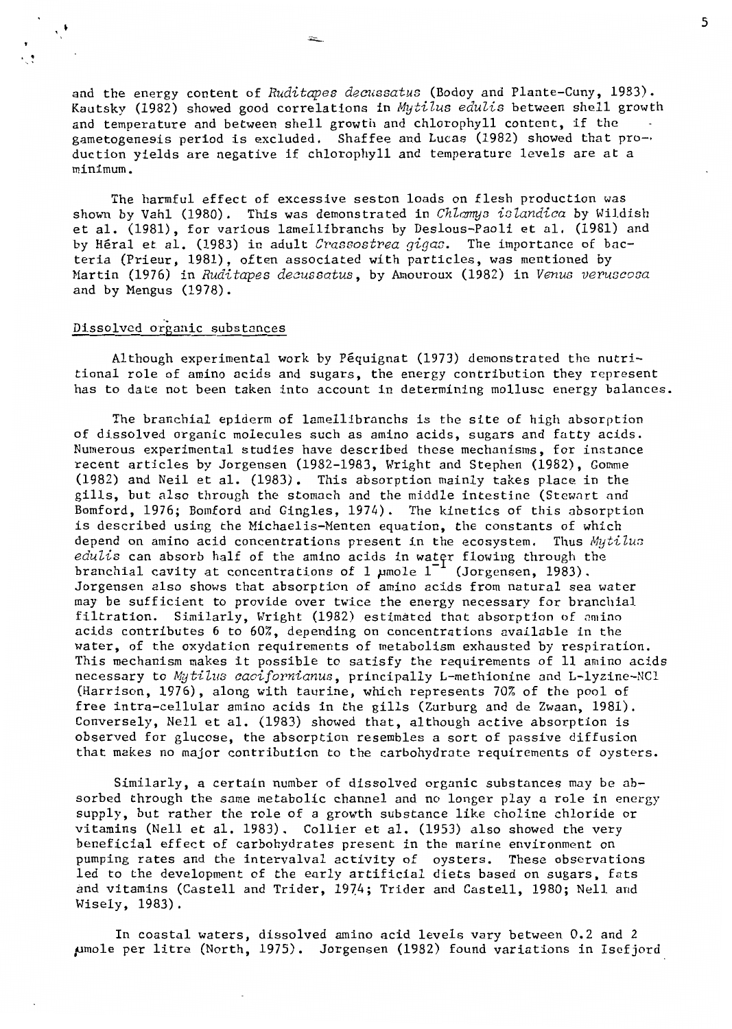and the energy content of *Ruditapes decussatus* (Bodoy and Plante-Cuny, 1983). Kautsky (1982) showed good correlations in *Mytilus edulis* between shell growth and temperature and between shell growth and chlorophyll content, if the gametogenesis period is excluded. Shaffee and Lucas (1982) showed that production yields are negative if chlorophyll and temperature levels are at a minimum.

The harmful effect of excessive seston loads on flesh production was shown by Vahl (1980). This was demonstrated in *Chlamys islandica* by Wildish et al. (1981), for various lamellibranchs by Deslous-Paoli et al. (1981) and by Héral et al. (1983) in adult *Crassostrea gigas*. The importance of bacteria (Prieur, 1981), often associated with particles, was mentioned by Martin (1976) in *Ruditapes decussatus*, by Amouroux (1982) in *Venus veruscosa* and by Mengus (1978).

## Dissolved organic substances

Although experimental work by Péquignat (1973) demonstrated the nutritional role of amino acids and sugars, the energy contribution they represent has to date not been taken into account in determining mollusc energy balances.

The branchial epiderm of lamellibranchs is the site of high absorption of dissolved organic molecules such as amino acids, sugars and fatty acids. Numerous experimental studies have described these mechanisms, for instance recent articles by Jorgensen (1982-1983, Wright and Stephen (1982), Gomme (1982) and Neil et al. (1983). This absorption mainly takes place in the gills, but also through the stomach and the middle intestine (Stewart and Bomford, 1976; Bomford and Gingles, 1974). The kinetics of this absorption is described using the Michaelis-Menten equation, the constants of which depend on amino acid concentrations present in the ecosystem. Thus *Mytilus edulis* can absorb half of the amino acids in water flowing through the branchial cavity at concentrations of 1 µmole $l^{-1}$ (Jorgensen, 1983). Jorgensen also shows that absorption of amino acids from natural sea water may be sufficient to provide over twice the energy necessary for branchial filtration. Similarly, Wright (1982) estimated that absorption of amino acids contributes 6 to 60%, depending on concentrations available in the water, of the oxydation requirements of metabolism exhausted by respiration. This mechanism makes it possible to satisfy the requirements of 11 amino acids necessary to *Mytilus caciformianus*, principally L-methionine and L-lyzine-NCl (Harrison, 1976), along with taurine, which represents 70% of the pool of free intra-cellular amino acids in the gills (Zurburg and de Zwaan, 1981). Conversely, Nell et al. (1983) showed that, although active absorption is observed for glucose, the absorption resembles a sort of passive diffusion that makes no major contribution to the carbohydrate requirements of oysters.

Similarly, a certain number of dissolved organic substances may be absorbed through the same metabolic channel and no longer play a role in energy supply, but rather the role of a growth substance like choline chloride or vitamins (Nell et al. 1983). Collier et al. (1953) also showed the very beneficial effect of carbohydrates present in the marine environment on pumping rates and the intervalval activity of oysters. These observations led to the development of the early artificial diets based on sugars, fats and vitamins (Castell and Trider, 1974; Trider and Castell, 1980; Nell and Wisely, 1983).

In coastal waters, dissolved amino acid levels vary between 0.2 and 2 µmole per litre (North, 1975). Jorgensen (1982) found variations in Isefjord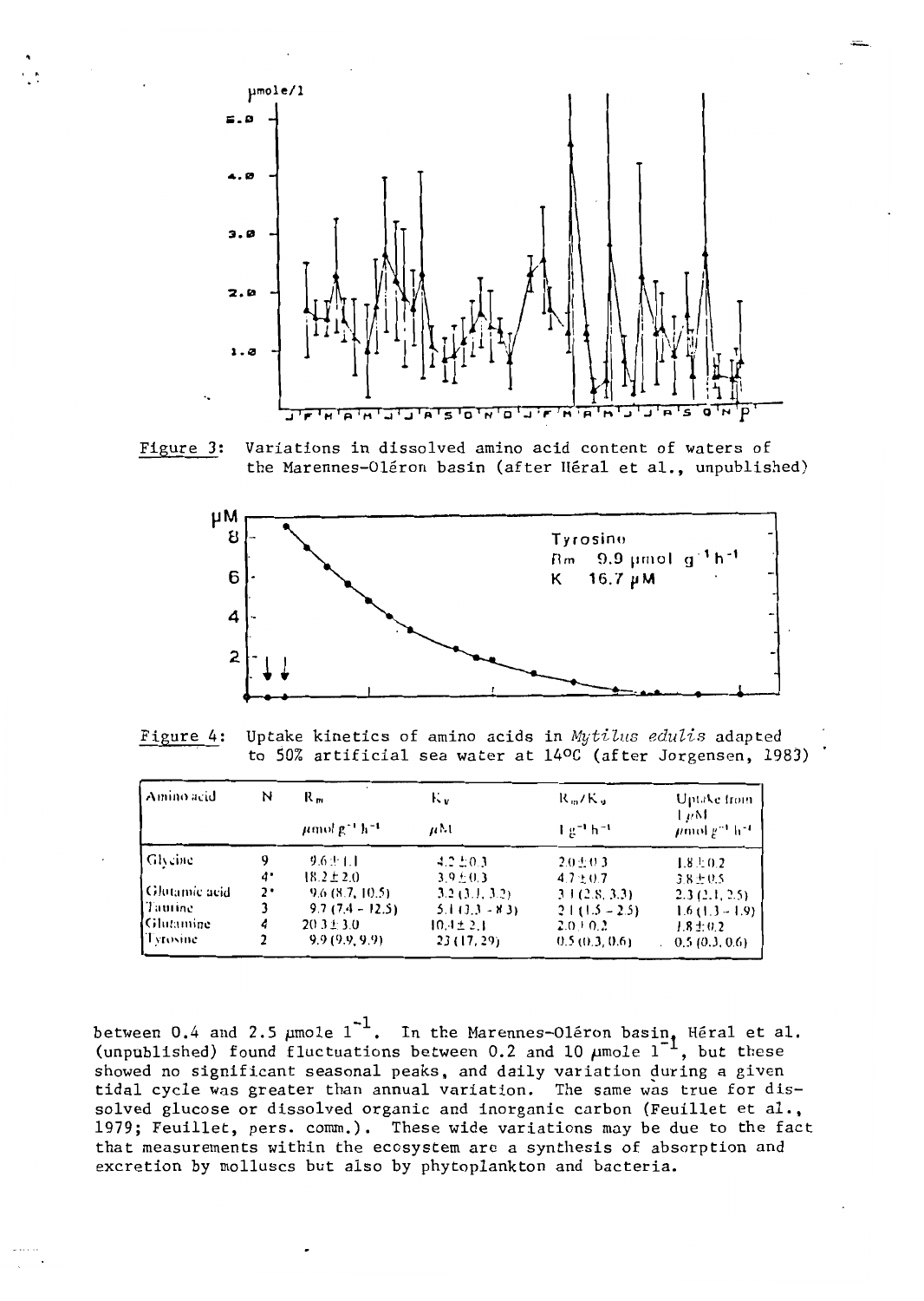Figure 3: Variations in dissolved amino acid content of waters of the Marennes-Oléron basin (after Héral et al., unpublished)

Figure 4: Uptake kinetics of amino acids in *Mytilus edulis* adapted to 50% artificial sea water at 14°C (after Jorgensen, 1983)

| Amino acid | N | $R_m$ | $K_v$ | $R_m/K_v$ | Uptake from 1 μM |
|---|---|---|---|---|---|
| | | $\mu mol\ g^{-1}\ h^{-1}$ | μM | $l\ g^{-1}\ h^{-1}$ | $\mu mol\ g^{-1}\ h^{-1}$ |
| Glycine | 9 | 9.6 ± 1.1 | 4.2 ± 0.3 | 2.0 ± 0.3 | 1.8 ± 0.2 |
| | 4* | 18.2 ± 2.0 | 3.9 ± 0.3 | 4.7 ± 0.7 | 3.8 ± 0.5 |
| Glutamic acid | 2* | 9.6 (8.7, 10.5) | 3.2 (3.1, 3.2) | 3.1 (2.8, 3.3) | 2.3 (2.1, 2.5) |
| Taurine | 3 | 9.7 (7.4 – 12.5) | 5.1 (3.3 – 8.3) | 2.1 (1.5 – 2.5) | 1.6 (1.3 – 1.9) |
| Glutamine | 4 | 20.3 ± 3.0 | 10.4 ± 2.1 | 2.0 ± 0.2 | 1.8 ± 0.2 |
| Tyrosine | 2 | 9.9 (9.9, 9.9) | 23 (17, 29) | 0.5 (0.3, 0.6) | 0.5 (0.3, 0.6) |

between 0.4 and 2.5 μmole $l^{-1}$. In the Marennes-Oléron basin, Héral et al. (unpublished) found fluctuations between 0.2 and 10 μmole $l^{-1}$, but these showed no significant seasonal peaks, and daily variation during a given tidal cycle was greater than annual variation. The same was true for dissolved glucose or dissolved organic and inorganic carbon (Feuillet et al., 1979; Feuillet, pers. comm.). These wide variations may be due to the fact that measurements within the ecosystem are a synthesis of absorption and excretion by molluscs but also by phytoplankton and bacteria.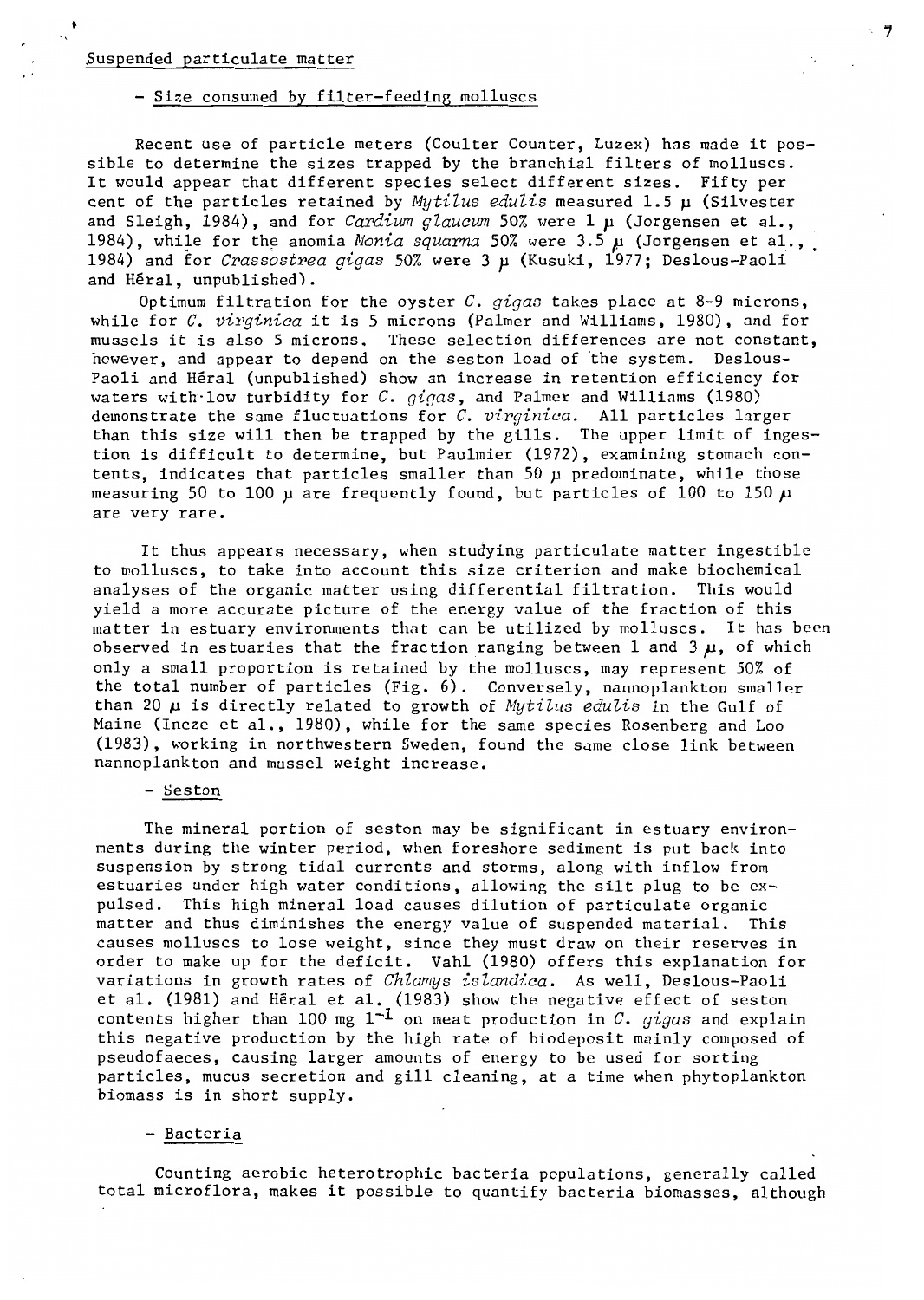## Suspended particulate matter

### - Size consumed by filter-feeding molluscs

Recent use of particle meters (Coulter Counter, Luzex) has made it possible to determine the sizes trapped by the branchial filters of molluscs. It would appear that different species select different sizes. Fifty per cent of the particles retained by *Mytilus edulis* measured 1.5 µ (Silvester and Sleigh, 1984), and for *Cardium glaucum* 50% were 1 µ (Jorgensen et al., 1984), while for the anomia *Monia squama* 50% were 3.5 µ (Jorgensen et al., 1984) and for *Crassostrea gigas* 50% were 3 µ (Kusuki, 1977; Deslous-Paoli and Héral, unpublished).

Optimum filtration for the oyster *C. gigas* takes place at 8-9 microns, while for *C. virginica* it is 5 microns (Palmer and Williams, 1980), and for mussels it is also 5 microns. These selection differences are not constant, however, and appear to depend on the seston load of the system. Deslous-Paoli and Héral (unpublished) show an increase in retention efficiency for waters with low turbidity for *C. gigas*, and Palmer and Williams (1980) demonstrate the same fluctuations for *C. virginica*. All particles larger than this size will then be trapped by the gills. The upper limit of ingestion is difficult to determine, but Paulmier (1972), examining stomach contents, indicates that particles smaller than 50 µ predominate, while those measuring 50 to 100 µ are frequently found, but particles of 100 to 150 µ are very rare.

It thus appears necessary, when studying particulate matter ingestible to molluscs, to take into account this size criterion and make biochemical analyses of the organic matter using differential filtration. This would yield a more accurate picture of the energy value of the fraction of this matter in estuary environments that can be utilized by molluscs. It has been observed in estuaries that the fraction ranging between 1 and 3 µ, of which only a small proportion is retained by the molluscs, may represent 50% of the total number of particles (Fig. 6). Conversely, nannoplankton smaller than 20 µ is directly related to growth of *Mytilus edulis* in the Gulf of Maine (Incze et al., 1980), while for the same species Rosenberg and Loo (1983), working in northwestern Sweden, found the same close link between nannoplankton and mussel weight increase.

### - Seston

The mineral portion of seston may be significant in estuary environments during the winter period, when foreshore sediment is put back into suspension by strong tidal currents and storms, along with inflow from estuaries under high water conditions, allowing the silt plug to be expulsed. This high mineral load causes dilution of particulate organic matter and thus diminishes the energy value of suspended material. This causes molluscs to lose weight, since they must draw on their reserves in order to make up for the deficit. Vahl (1980) offers this explanation for variations in growth rates of *Chlamys islandica*. As well, Deslous-Paoli et al. (1981) and Héral et al. (1983) show the negative effect of seston contents higher than 100 mg $l^{-1}$ on meat production in *C. gigas* and explain this negative production by the high rate of biodeposit mainly composed of pseudofaeces, causing larger amounts of energy to be used for sorting particles, mucus secretion and gill cleaning, at a time when phytoplankton biomass is in short supply.

### - Bacteria

Counting aerobic heterotrophic bacteria populations, generally called total microflora, makes it possible to quantify bacteria biomasses, although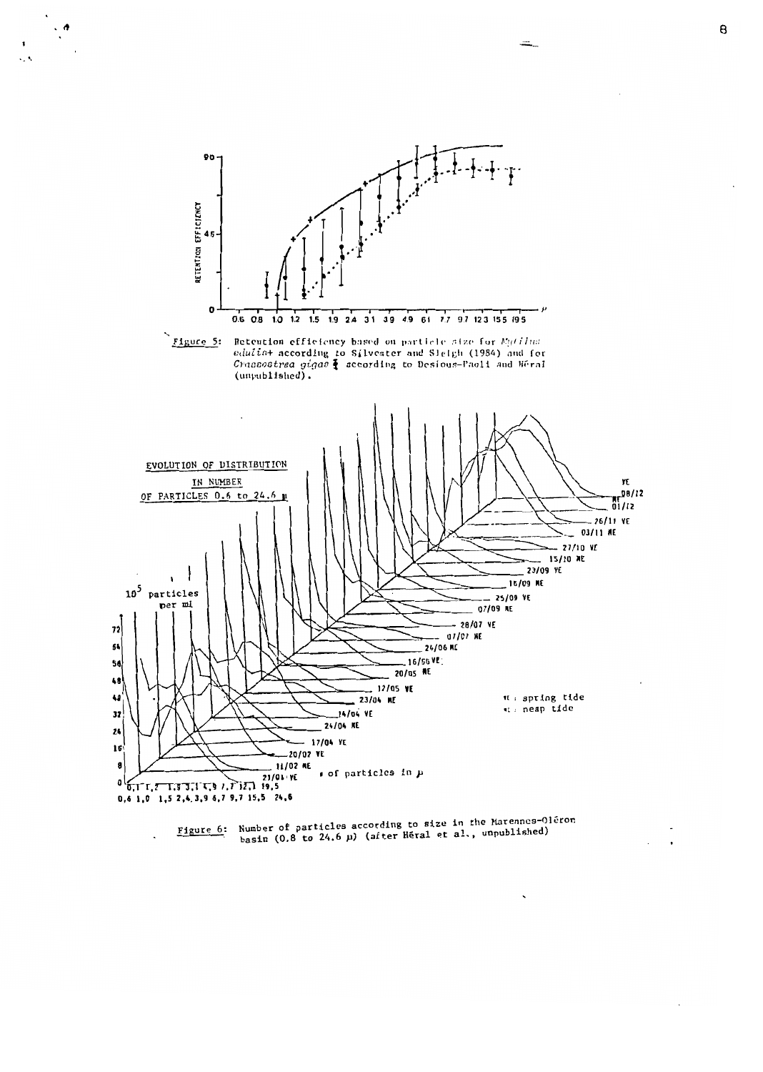Figure 5: Retention efficiency based on particle size for *Mytilus edulis*+ according to Silvester and Sleigh (1984) and for *Crassostrea gigas* ⫮ according to Desious-Paoli and Héral (unpublished).

Figure 6: Number of particles according to size in the Marennes-Oléron basin (0.8 to 24.6 µ) (after Héral et al., unpublished)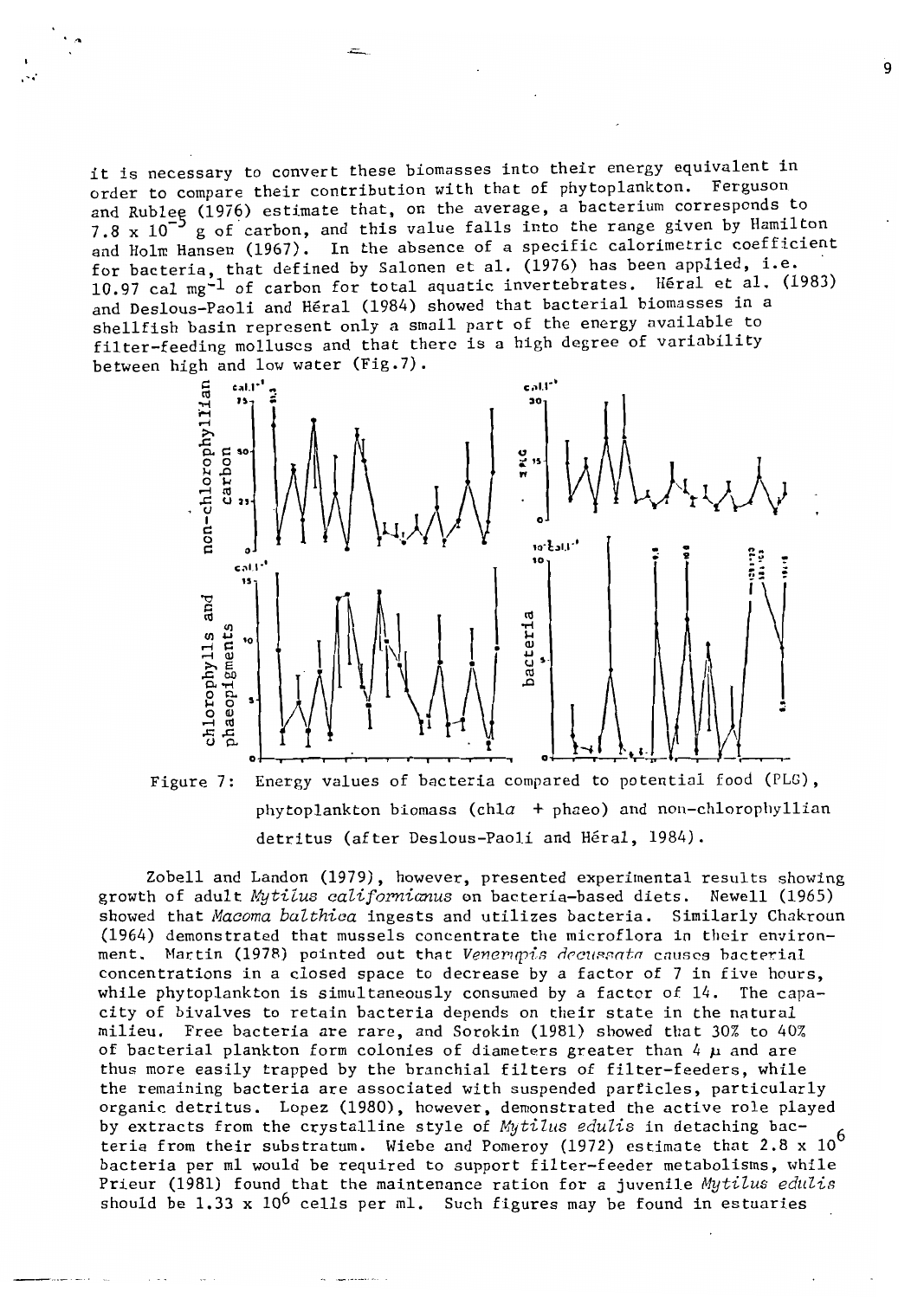it is necessary to convert these biomasses into their energy equivalent in order to compare their contribution with that of phytoplankton. Ferguson and Rublee (1976) estimate that, on the average, a bacterium corresponds to $7.8 \times 10^{-5}$ g of carbon, and this value falls into the range given by Hamilton and Holm Hansen (1967). In the absence of a specific calorimetric coefficient for bacteria, that defined by Salonen et al. (1976) has been applied, i.e. 10.97 cal $mg^{-1}$ of carbon for total aquatic invertebrates. Héral et al. (1983) and Deslous-Paoli and Héral (1984) showed that bacterial biomasses in a shellfish basin represent only a small part of the energy available to filter-feeding molluscs and that there is a high degree of variability between high and low water (Fig.7).

Figure 7: Energy values of bacteria compared to potential food (PLG), phytoplankton biomass (chl*a* + phaeo) and non-chlorophyllian detritus (after Deslous-Paoli and Héral, 1984).

Zobell and Landon (1979), however, presented experimental results showing growth of adult *Mytilus californianus* on bacteria-based diets. Newell (1965) showed that *Macoma balthica* ingests and utilizes bacteria. Similarly Chakroun (1964) demonstrated that mussels concentrate the microflora in their environment. Martin (1978) pointed out that *Venerupis decussata* causes bacterial concentrations in a closed space to decrease by a factor of 7 in five hours, while phytoplankton is simultaneously consumed by a factor of 14. The capacity of bivalves to retain bacteria depends on their state in the natural milieu. Free bacteria are rare, and Sorokin (1981) showed that 30% to 40% of bacterial plankton form colonies of diameters greater than 4 $\mu$ and are thus more easily trapped by the branchial filters of filter-feeders, while the remaining bacteria are associated with suspended particles, particularly organic detritus. Lopez (1980), however, demonstrated the active role played by extracts from the crystalline style of *Mytilus edulis* in detaching bacteria from their substratum. Wiebe and Pomeroy (1972) estimate that $2.8 \times 10^{6}$ bacteria per ml would be required to support filter-feeder metabolisms, while Prieur (1981) found that the maintenance ration for a juvenile *Mytilus edulis* should be $1.33 \times 10^{6}$ cells per ml. Such figures may be found in estuaries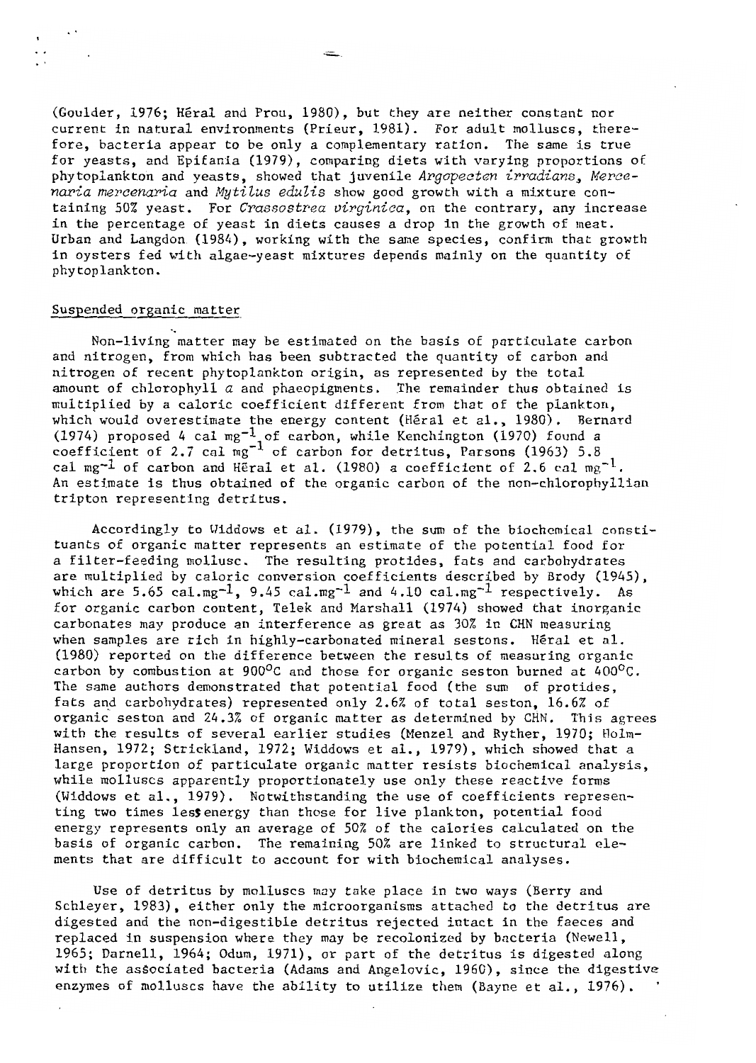(Goulder, 1976; Héral and Prou, 1980), but they are neither constant nor current in natural environments (Prieur, 1981). For adult molluscs, therefore, bacteria appear to be only a complementary ration. The same is true for yeasts, and Epifania (1979), comparing diets with varying proportions of phytoplankton and yeasts, showed that juvenile *Argopecten irradians*, *Mercenaria mercenaria* and *Mytilus edulis* show good growth with a mixture containing 50% yeast. For *Crassostrea virginica*, on the contrary, any increase in the percentage of yeast in diets causes a drop in the growth of meat. Urban and Langdon (1984), working with the same species, confirm that growth in oysters fed with algae-yeast mixtures depends mainly on the quantity of phytoplankton.

## Suspended organic matter

Non-living matter may be estimated on the basis of particulate carbon and nitrogen, from which has been subtracted the quantity of carbon and nitrogen of recent phytoplankton origin, as represented by the total amount of chlorophyll *a* and phaeopigments. The remainder thus obtained is multiplied by a caloric coefficient different from that of the plankton, which would overestimate the energy content (Héral et al., 1980). Bernard (1974) proposed 4 cal $mg^{-1}$ of carbon, while Kenchington (1970) found a coefficient of 2.7 cal $mg^{-1}$ of carbon for detritus, Parsons (1963) 5.8 cal $mg^{-1}$ of carbon and Héral et al. (1980) a coefficient of 2.6 cal $mg^{-1}$. An estimate is thus obtained of the organic carbon of the non-chlorophyllian tripton representing detritus.

Accordingly to Widdows et al. (1979), the sum of the biochemical constituents of organic matter represents an estimate of the potential food for a filter-feeding mollusc. The resulting protides, fats and carbohydrates are multiplied by caloric conversion coefficients described by Brody (1945), which are 5.65 cal.$mg^{-1}$, 9.45 cal.$mg^{-1}$ and 4.10 cal.$mg^{-1}$ respectively. As for organic carbon content, Telek and Marshall (1974) showed that inorganic carbonates may produce an interference as great as 30% in CHN measuring when samples are rich in highly-carbonated mineral sestons. Héral et al. (1980) reported on the difference between the results of measuring organic carbon by combustion at 900°C and those for organic seston burned at 400°C. The same authors demonstrated that potential food (the sum of protides, fats and carbohydrates) represented only 2.6% of total seston, 16.6% of organic seston and 24.3% of organic matter as determined by CHN. This agrees with the results of several earlier studies (Menzel and Ryther, 1970; Holm-Hansen, 1972; Strickland, 1972; Widdows et al., 1979), which showed that a large proportion of particulate organic matter resists biochemical analysis, while molluscs apparently proportionately use only these reactive forms (Widdows et al., 1979). Notwithstanding the use of coefficients representing two times less energy than those for live plankton, potential food energy represents only an average of 50% of the calories calculated on the basis of organic carbon. The remaining 50% are linked to structural elements that are difficult to account for with biochemical analyses.

Use of detritus by molluscs may take place in two ways (Berry and Schleyer, 1983), either only the microorganisms attached to the detritus are digested and the non-digestible detritus rejected intact in the faeces and replaced in suspension where they may be recolonized by bacteria (Newell, 1965; Darnell, 1964; Odum, 1971), or part of the detritus is digested along with the associated bacteria (Adams and Angelovic, 1960), since the digestive enzymes of molluscs have the ability to utilize them (Bayne et al., 1976).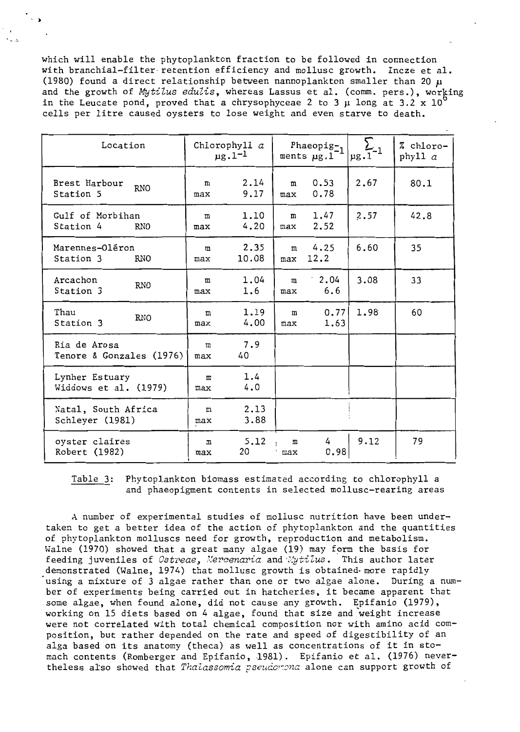which will enable the phytoplankton fraction to be followed in connection with branchial-filter retention efficiency and mollusc growth. Incze et al. (1980) found a direct relationship between nannoplankton smaller than 20 μ and the growth of *Mytilus edulis*, whereas Lassus et al. (comm. pers.), working in the Leucate pond, proved that a chrysophyceae 2 to 3 μ long at $3.2 \times 10^6$ cells per litre caused oysters to lose weight and even starve to death.

| Location | Chlorophyll $a$ $\mu g.l^{-1}$ | | Phaeopigments $\mu g.l^{-1}$ | | $\sum \mu g.l^{-1}$ | % chlorophyll $a$ |
|---|---|---|---|---|---|---|
| Brest Harbour Station 5 RNO | m<br>max | 2.14<br>9.17 | m<br>max | 0.53<br>0.78 | 2.67 | 80.1 |
| Gulf of Morbihan Station 4 RNO | m<br>max | 1.10<br>4.20 | m<br>max | 1.47<br>2.52 | 2.57 | 42.8 |
| Marennes-Oléron Station 3 RNO | m<br>max | 2.35<br>10.08 | m<br>max | 4.25<br>12.2 | 6.60 | 35 |
| Arcachon Station 3 RNO | m<br>max | 1.04<br>1.6 | m<br>max | 2.04<br>6.6 | 3.08 | 33 |
| Thau Station 3 RNO | m<br>max | 1.19<br>4.00 | m<br>max | 0.77<br>1.63 | 1.98 | 60 |
| Ria de Arosa Tenore & Gonzales (1976) | m<br>max | 7.9<br>40 | | | | |
| Lynher Estuary Widdows et al. (1979) | m<br>max | 1.4<br>4.0 | | | | |
| Natal, South Africa Schleyer (1981) | m<br>max | 2.13<br>3.88 | | | | |
| oyster claires Robert (1982) | m<br>max | 5.12<br>20 | m<br>max | 4<br>0.98 | 9.12 | 79 |

Table 3: Phytoplankton biomass estimated according to chlorophyll a and phaeopigment contents in selected mollusc-rearing areas

A number of experimental studies of mollusc nutrition have been undertaken to get a better idea of the action of phytoplankton and the quantities of phytoplankton molluscs need for growth, reproduction and metabolism. Walne (1970) showed that a great many algae (19) may form the basis for feeding juveniles of *Ostreae, Mercenaria* and *Mytilus*. This author later demonstrated (Walne, 1974) that mollusc growth is obtained more rapidly using a mixture of 3 algae rather than one or two algae alone. During a number of experiments being carried out in hatcheries, it became apparent that some algae, when found alone, did not cause any growth. Epifanio (1979), working on 15 diets based on 4 algae, found that size and weight increase were not correlated with total chemical composition nor with amino acid composition, but rather depended on the rate and speed of digestibility of an alga based on its anatomy (theca) as well as concentrations of it in stomach contents (Romberger and Epifanio, 1981). Epifanio et al. (1976) nevertheless also showed that *Thalassomia pseudonana* alone can support growth of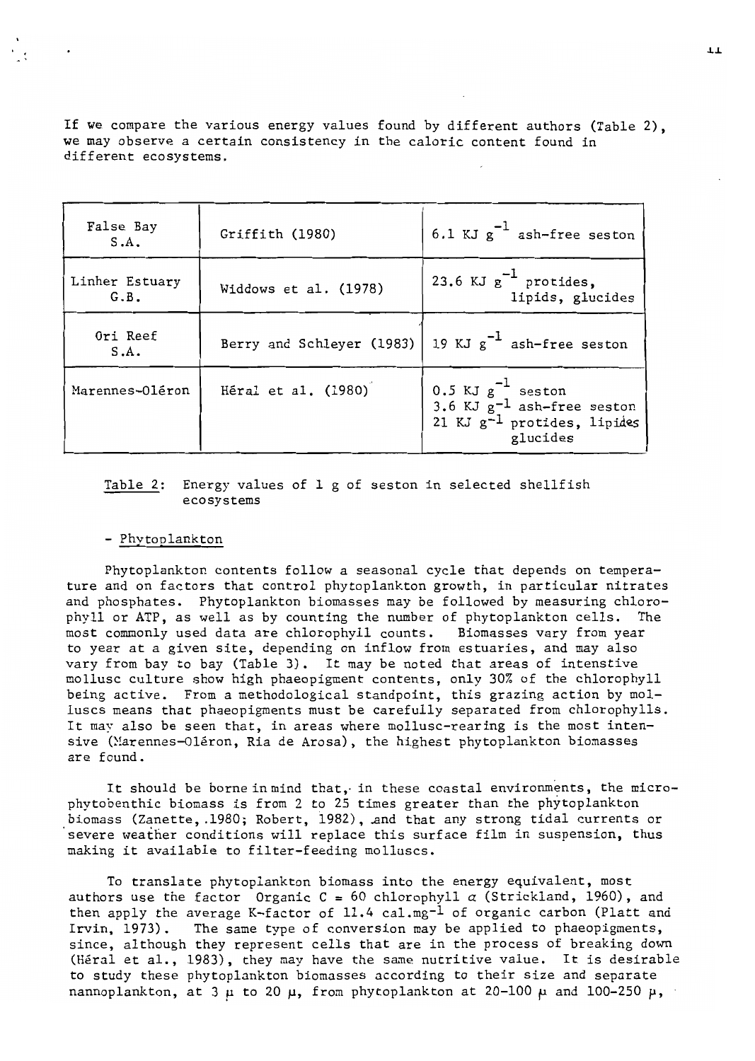If we compare the various energy values found by different authors (Table 2), we may observe a certain consistency in the caloric content found in different ecosystems.

| | | |
|---|---|---|
| False Bay S.A. | Griffith (1980) | 6.1 KJ $g^{-1}$ ash-free seston |
| Linher Estuary G.B. | Widdows et al. (1978) | 23.6 KJ $g^{-1}$ protides, lipids, glucides |
| Ori Reef S.A. | Berry and Schleyer (1983) | 19 KJ $g^{-1}$ ash-free seston |
| Marennes-Oléron | Héral et al. (1980) | 0.5 KJ $g^{-1}$ seston<br>3.6 KJ $g^{-1}$ ash-free seston<br>21 KJ $g^{-1}$ protides, lipides glucides |

Table 2: Energy values of 1 g of seston in selected shellfish ecosystems

- Phytoplankton

Phytoplankton contents follow a seasonal cycle that depends on temperature and on factors that control phytoplankton growth, in particular nitrates and phosphates. Phytoplankton biomasses may be followed by measuring chlorophyll or ATP, as well as by counting the number of phytoplankton cells. The most commonly used data are chlorophyll counts. Biomasses vary from year to year at a given site, depending on inflow from estuaries, and may also vary from bay to bay (Table 3). It may be noted that areas of intenstive mollusc culture show high phaeopigment contents, only 30% of the chlorophyll being active. From a methodological standpoint, this grazing action by molluscs means that phaeopigments must be carefully separated from chlorophylls. It may also be seen that, in areas where mollusc-rearing is the most intensive (Marennes-Oléron, Ria de Arosa), the highest phytoplankton biomasses are found.

It should be borne in mind that, in these coastal environments, the microphytobenthic biomass is from 2 to 25 times greater than the phytoplankton biomass (Zanette, 1980; Robert, 1982), and that any strong tidal currents or severe weather conditions will replace this surface film in suspension, thus making it available to filter-feeding molluscs.

To translate phytoplankton biomass into the energy equivalent, most authors use the factor Organic C = 60 chlorophyll $a$ (Strickland, 1960), and then apply the average K-factor of 11.4 cal.$mg^{-1}$ of organic carbon (Platt and Irvin, 1973). The same type of conversion may be applied to phaeopigments, since, although they represent cells that are in the process of breaking down (Héral et al., 1983), they may have the same nutritive value. It is desirable to study these phytoplankton biomasses according to their size and separate nannoplankton, at 3 $\mu$ to 20 $\mu$, from phytoplankton at 20-100 $\mu$ and 100-250 $\mu$,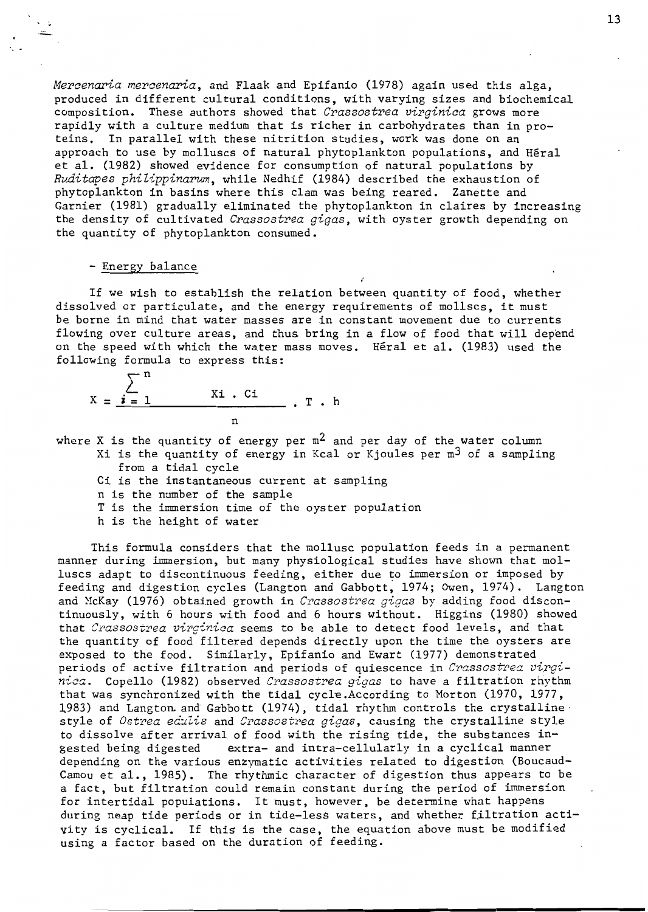*Mercenaria mercenaria*, and Flaak and Epifanio (1978) again used this alga, produced in different cultural conditions, with varying sizes and biochemical composition. These authors showed that *Crassostrea virginica* grows more rapidly with a culture medium that is richer in carbohydrates than in proteins. In parallel with these nitrition studies, work was done on an approach to use by molluscs of natural phytoplankton populations, and Héral et al. (1982) showed evidence for consumption of natural populations by *Ruditapes philippinarum*, while Nedhif (1984) described the exhaustion of phytoplankton in basins where this clam was being reared. Zanette and Garnier (1981) gradually eliminated the phytoplankton in claires by increasing the density of cultivated *Crassostrea gigas*, with oyster growth depending on the quantity of phytoplankton consumed.

- Energy balance

If we wish to establish the relation between quantity of food, whether dissolved or particulate, and the energy requirements of mollscs, it must be borne in mind that water masses are in constant movement due to currents flowing over culture areas, and thus bring in a flow of food that will depend on the speed with which the water mass moves. Héral et al. (1983) used the following formula to express this:

$$X = \frac{\sum_{i=1}^{n} Xi \cdot Ci}{n} \cdot T \cdot h$$

where X is the quantity of energy per $m^2$ and per day of the water column
- Xi is the quantity of energy in Kcal or Kjoules per $m^3$ of a sampling from a tidal cycle
- Ci is the instantaneous current at sampling
- n is the number of the sample
- T is the immersion time of the oyster population
- h is the height of water

This formula considers that the mollusc population feeds in a permanent manner during immersion, but many physiological studies have shown that molluscs adapt to discontinuous feeding, either due to immersion or imposed by feeding and digestion cycles (Langton and Gabbott, 1974; Owen, 1974). Langton and McKay (1976) obtained growth in *Crassostrea gigas* by adding food discontinuously, with 6 hours with food and 6 hours without. Higgins (1980) showed that *Crassostrea virginica* seems to be able to detect food levels, and that the quantity of food filtered depends directly upon the time the oysters are exposed to the food. Similarly, Epifanio and Ewart (1977) demonstrated periods of active filtration and periods of quiescence in *Crassostrea virginica*. Copello (1982) observed *Crassostrea gigas* to have a filtration rhythm that was synchronized with the tidal cycle.According to Morton (1970, 1977, 1983) and Langton and Gabbott (1974), tidal rhythm controls the crystalline style of *Ostrea edulis* and *Crassostrea gigas*, causing the crystalline style to dissolve after arrival of food with the rising tide, the substances ingested being digested extra- and intra-cellularly in a cyclical manner depending on the various enzymatic activities related to digestion (Boucaud-Camou et al., 1985). The rhythmic character of digestion thus appears to be a fact, but filtration could remain constant during the period of immersion for intertidal populations. It must, however, be determine what happens during neap tide periods or in tide-less waters, and whether filtration activity is cyclical. If this is the case, the equation above must be modified using a factor based on the duration of feeding.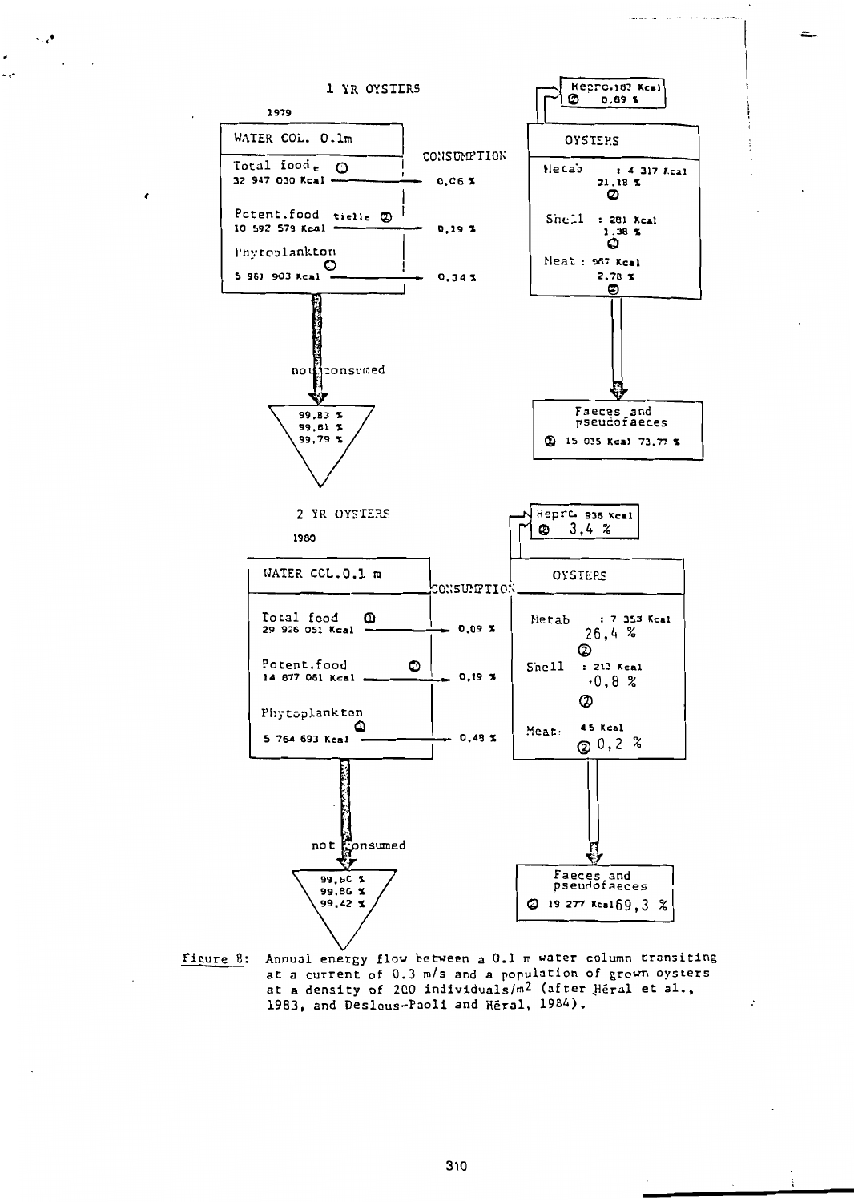1 YR OYSTERS

1979

WATER COL. 0.1m

Total food ① 32 947 030 Kcal — CONSUMPTION 0.06 %

Potent.food tielle ② 10 592 579 Kcal — 0.19 %

Phytoplankton ③ 5 961 903 Kcal — 0.34 %

not consumed

99.83 %
99.81 %
99.79 %

Repro. 182 Kcal ② 0.89 %

OYSTERS

Metab : 4 317 Kcal 21.18 % ②

Shell : 281 Kcal 1.38 % ③

Meat : 567 Kcal 2.78 % ②

Faeces and pseudofaeces ② 15 035 Kcal 73.77 %

2 YR OYSTERS

1980

WATER COL. 0.1 m

Total food ① 29 926 051 Kcal — CONSUMPTION 0.09 %

Potent.food ② 14 877 061 Kcal — 0.19 %

Phytoplankton ③ 5 764 693 Kcal — 0.49 %

not consumed

99.60 %
99.86 %
99.42 %

Repro. 936 Kcal ② 3,4 %

OYSTERS

Metab : 7 353 Kcal 26,4 % ②

Shell : 213 Kcal -0,8 % ②

Meat: 45 Kcal ② 0,2 %

Faeces and pseudofaeces ② 19 277 Kcal 69,3 %

Figure 8: Annual energy flow between a 0.1 m water column transiting at a current of 0.3 m/s and a population of grown oysters at a density of 200 individuals/$m^2$ (after Héral et al., 1983, and Deslous-Paoli and Héral, 1984).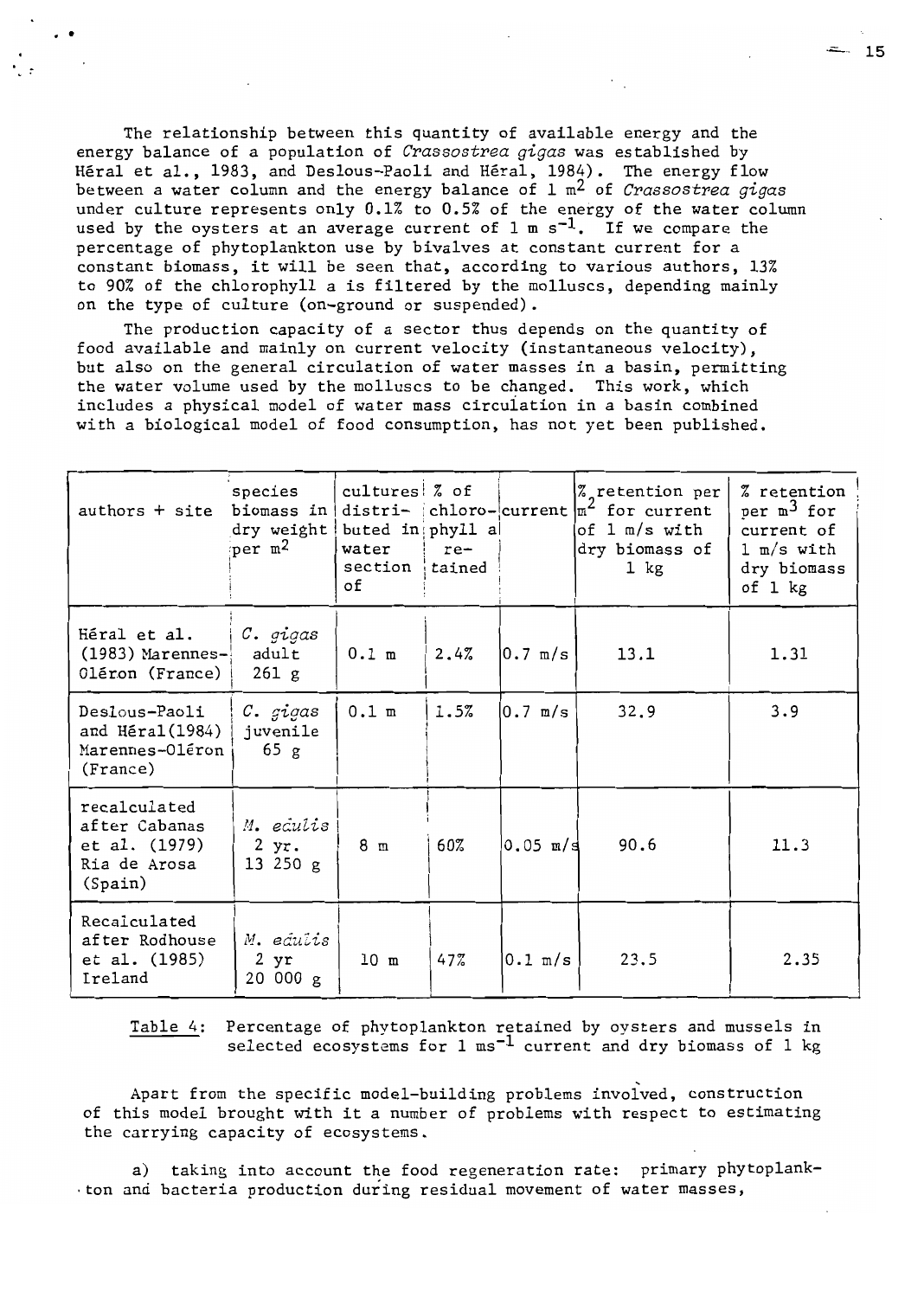The relationship between this quantity of available energy and the energy balance of a population of *Crassostrea gigas* was established by Héral et al., 1983, and Deslous-Paoli and Héral, 1984). The energy flow between a water column and the energy balance of 1 $m^2$ of *Crassostrea gigas* under culture represents only 0.1% to 0.5% of the energy of the water column used by the oysters at an average current of 1 m $s^{-1}$. If we compare the percentage of phytoplankton use by bivalves at constant current for a constant biomass, it will be seen that, according to various authors, 13% to 90% of the chlorophyll a is filtered by the molluscs, depending mainly on the type of culture (on-ground or suspended).

The production capacity of a sector thus depends on the quantity of food available and mainly on current velocity (instantaneous velocity), but also on the general circulation of water masses in a basin, permitting the water volume used by the molluscs to be changed. This work, which includes a physical model of water mass circulation in a basin combined with a biological model of food consumption, has not yet been published.

| authors + site | species biomass in dry weight per $m^2$ | cultures distributed in water section of | % of chlorophyll a retained | current | % retention per $m^2$ for current of 1 m/s with dry biomass of 1 kg | % retention per $m^3$ for current of 1 m/s with dry biomass of 1 kg |
|---|---|---|---|---|---|---|
| Héral et al. (1983) Marennes-Oléron (France) | *C. gigas* adult 261 g | 0.1 m | 2.4% | 0.7 m/s | 13.1 | 1.31 |
| Deslous-Paoli and Héral (1984) Marennes-Oléron (France) | *C. gigas* juvenile 65 g | 0.1 m | 1.5% | 0.7 m/s | 32.9 | 3.9 |
| recalculated after Cabanas et al. (1979) Ria de Arosa (Spain) | *M. edulis* 2 yr. 13 250 g | 8 m | 60% | 0.05 m/s | 90.6 | 11.3 |
| Recalculated after Rodhouse et al. (1985) Ireland | *M. edulis* 2 yr 20 000 g | 10 m | 47% | 0.1 m/s | 23.5 | 2.35 |

Table 4: Percentage of phytoplankton retained by oysters and mussels in selected ecosystems for 1 $ms^{-1}$ current and dry biomass of 1 kg

Apart from the specific model-building problems involved, construction of this model brought with it a number of problems with respect to estimating the carrying capacity of ecosystems.

a) taking into account the food regeneration rate: primary phytoplankton and bacteria production during residual movement of water masses,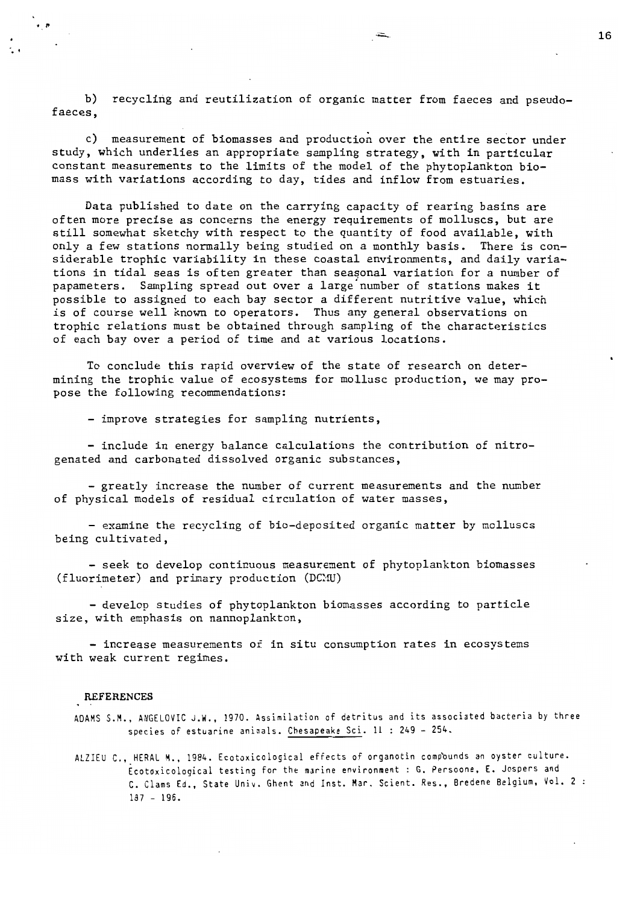b) recycling and reutilization of organic matter from faeces and pseudo-faeces,

c) measurement of biomasses and production over the entire sector under study, which underlies an appropriate sampling strategy, with in particular constant measurements to the limits of the model of the phytoplankton biomass with variations according to day, tides and inflow from estuaries.

Data published to date on the carrying capacity of rearing basins are often more precise as concerns the energy requirements of molluscs, but are still somewhat sketchy with respect to the quantity of food available, with only a few stations normally being studied on a monthly basis. There is considerable trophic variability in these coastal environments, and daily variations in tidal seas is often greater than seasonal variation for a number of papameters. Sampling spread out over a large number of stations makes it possible to assigned to each bay sector a different nutritive value, which is of course well known to operators. Thus any general observations on trophic relations must be obtained through sampling of the characteristics of each bay over a period of time and at various locations.

To conclude this rapid overview of the state of research on determining the trophic value of ecosystems for mollusc production, we may propose the following recommendations:

- improve strategies for sampling nutrients,

- include in energy balance calculations the contribution of nitrogenated and carbonated dissolved organic substances,

- greatly increase the number of current measurements and the number of physical models of residual circulation of water masses,

- examine the recycling of bio-deposited organic matter by molluscs being cultivated,

- seek to develop continuous measurement of phytoplankton biomasses (fluorimeter) and primary production (DCMU)

- develop studies of phytoplankton biomasses according to particle size, with emphasis on nannoplankton,

- increase measurements of in situ consumption rates in ecosystems with weak current regimes.

## REFERENCES

ADAMS S.M., ANGELOVIC J.W., 1970. Assimilation of detritus and its associated bacteria by three species of estuarine animals. Chesapeake Sci. 11 : 249 - 254.

ALZIEU C., HERAL M., 1984. Ecotoxicological effects of organotin compounds on oyster culture. Ecotoxicological testing for the marine environment : G. Persoone, E. Jospers and C. Claus Ed., State Univ. Ghent and Inst. Mar. Scient. Res., Bredene Belgium, Vol. 2 : 187 - 196.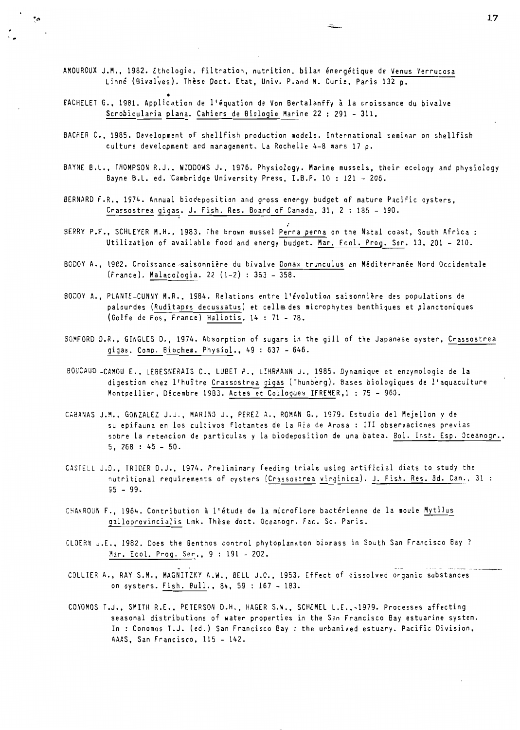AMOUROUX J.M., 1982. Ethologie, filtration, nutrition, bilan énergétique de Venus Verrucosa Linné (Bivalves). Thèse Doct. Etat, Univ. P.and M. Curie, Paris 132 p.

BACHELET G., 1981. Application de l'équation de Von Bertalanffy à la croissance du bivalve Scrobicularia plana. Cahiers de Biologie Marine 22 : 291 - 311.

BACHER C., 1985. Development of shellfish production models. International seminar on shellfish culture development and management. La Rochelle 4-8 mars 17 p.

BAYNE B.L., THOMPSON R.J., WIDDOWS J., 1976. Physiology. Marine mussels, their ecology and physiology Bayne B.L. ed. Cambridge University Press, I.B.P. 10 : 121 - 206.

BERNARD F.R., 1974. Annual biodeposition and gross energy budget of mature Pacific oysters, Crassostrea gigas. J. Fish. Res. Board of Canada, 31, 2 : 185 - 190.

BERRY P.F., SCHLEYER M.H., 1983. The brown mussel Perna perna on the Natal coast, South Africa : Utilization of available food and energy budget. Mar. Ecol. Prog. Ser. 13, 201 - 210.

BODOY A., 1982. Croissance saisonnière du bivalve Donax trunculus en Méditerranée Nord Occidentale (France). Malacologia. 22 (1-2) : 353 - 358.

BODOY A., PLANTE-CUNNY M.R., 1984. Relations entre l'évolution saisonnière des populations de palourdes (Ruditapes decussatus) et celles des microphytes benthiques et planctoniques (Golfe de Fos, France) Haliotis, 14 : 71 - 78.

BOMFORD D.R., GINGLES D., 1974. Absorption of sugars in the gill of the Japanese oyster, Crassostrea gigas. Comp. Biochem. Physiol., 49 : 637 - 646.

BOUCAUD -CAMOU E., LEBESNERAIS C., LUBET P., LIHRMANN J., 1985. Dynamique et enzymologie de la digestion chez l'huître Crassostrea gigas (Thunberg). Bases biologiques de l'aquaculture Montpellier, Décembre 1983. Actes et Colloques IFREMER,1 : 75 - 960.

CABANAS J.M., GONZALEZ J.J., MARINO J., PEREZ A., ROMAN G., 1979. Estudio del Mejellon y de su epifauna en los cultivos flotantes de la Ria de Arosa : III observaciones previas sobre la retencion de particulas y la biodeposition de una batea. Bol. Inst. Esp. Oceanogr.. 5, 268 : 45 - 50.

CASTELL J.D., TRIDER D.J., 1974. Preliminary feeding trials using artificial diets to study the nutritional requirements of oysters (Crassostrea virginica). J. Fish. Res. Bd. Can., 31 : 95 - 99.

CHAKROUN F., 1964. Contribution à l'étude de la microflore bactérienne de la moule Mytilus galloprovincialis Lmk. Thèse doct. Oceanogr. Fac. Sc. Paris.

CLOERN J.E., 1982. Does the Benthos control phytoplankton biomass in South San Francisco Bay ? Mar. Ecol. Prog. Ser., 9 : 191 - 202.

COLLIER A., RAY S.M., MAGNITZKY A.W., BELL J.O., 1953. Effect of dissolved organic substances on oysters. Fish. Bull., 84, 59 : 167 - 183.

CONOMOS T.J., SMITH R.E., PETERSON D.H., HAGER S.W., SCHEMEL L.E., 1979. Processes affecting seasonal distributions of water properties in the San Francisco Bay estuarine system. In : Conomos T.J. (ed.) San Francisco Bay : the urbanized estuary. Pacific Division, AAAS, San Francisco, 115 - 142.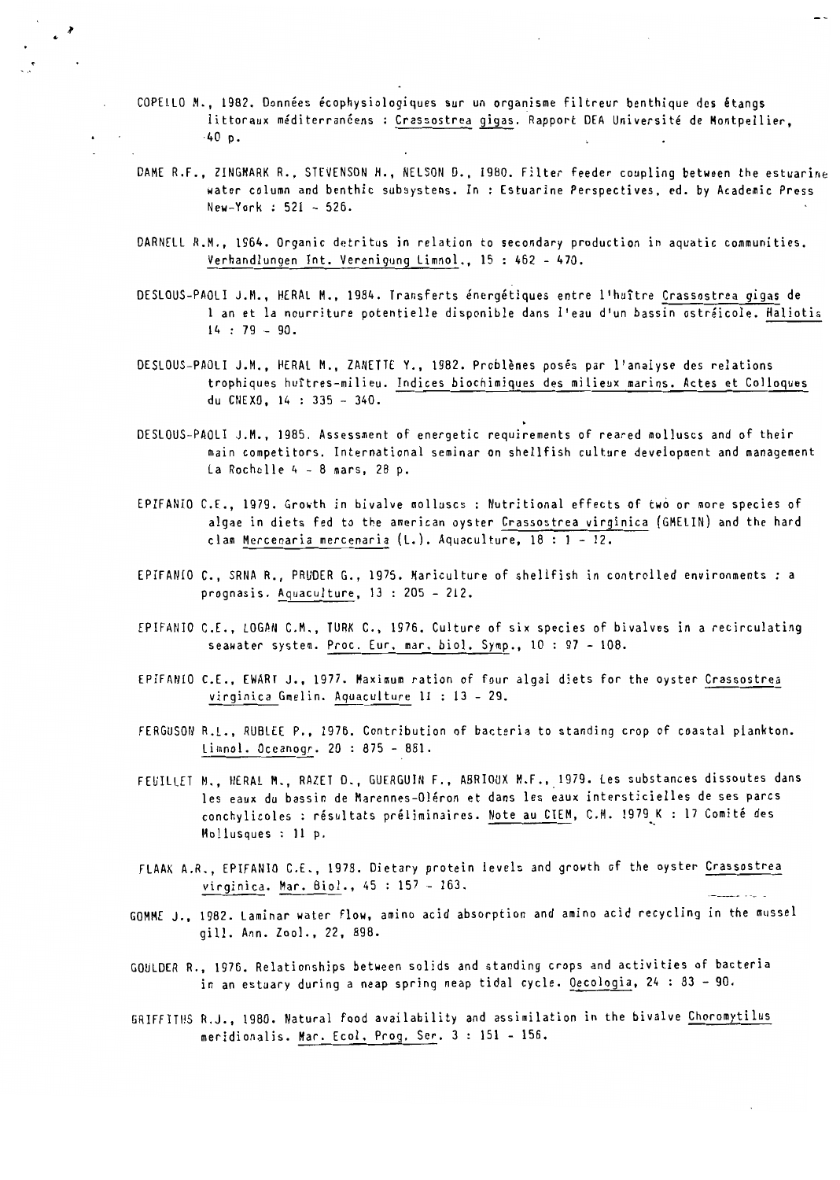COPELLO M., 1982. Données écophysiologiques sur un organisme filtreur benthique des étangs littoraux méditerranéens : Crassostrea gigas. Rapport DEA Université de Montpellier, 40 p.

DAME R.F., ZINGMARK R., STEVENSON H., NELSON D., 1980. Filter feeder coupling between the estuarine water column and benthic subsystems. In : Estuarine Perspectives, ed. by Academic Press New-York : 521 - 526.

DARNELL R.M., 1964. Organic detritus in relation to secondary production in aquatic communities. Verhandlungen Int. Verenigung Limnol., 15 : 462 - 470.

DESLOUS-PAOLI J.M., HERAL M., 1984. Transferts énergétiques entre l'huître Crassostrea gigas de 1 an et la nourriture potentielle disponible dans l'eau d'un bassin ostréicole. Haliotis 14 : 79 - 90.

DESLOUS-PAOLI J.M., HERAL M., ZANETTE Y., 1982. Problèmes posés par l'analyse des relations trophiques huîtres-milieu. Indices biochimiques des milieux marins. Actes et Colloques du CNEXO, 14 : 335 - 340.

DESLOUS-PAOLI J.M., 1985. Assessment of energetic requirements of reared molluscs and of their main competitors. International seminar on shellfish culture development and management La Rochelle 4 - 8 mars, 28 p.

EPIFANIO C.E., 1979. Growth in bivalve molluscs : Nutritional effects of two or more species of algae in diets fed to the american oyster Crassostrea virginica (GMELIN) and the hard clam Mercenaria mercenaria (L.). Aquaculture, 18 : 1 - 12.

EPIFANIO C., SRNA R., PRUDER G., 1975. Mariculture of shellfish in controlled environments : a prognosis. Aquaculture, 13 : 205 - 212.

EPIFANIO C.E., LOGAN C.M., TURK C., 1976. Culture of six species of bivalves in a recirculating seawater system. Proc. Eur. mar. biol. Symp., 10 : 97 - 108.

EPIFANIO C.E., EWART J., 1977. Maximum ration of four algal diets for the oyster Crassostrea virginica Gmelin. Aquaculture 11 : 13 - 29.

FERGUSON R.L., RUBLEE P., 1976. Contribution of bacteria to standing crop of coastal plankton. Limnol. Oceanogr. 20 : 875 - 881.

FEUILLET M., HERAL M., RAZET D., GUERGUIN F., ABRIOUX M.F., 1979. Les substances dissoutes dans les eaux du bassin de Marennes-Oléron et dans les eaux interstitielles de ses parcs conchylicoles : résultats préliminaires. Note au CIEM, C.M. 1979 K : 17 Comité des Mollusques : 11 p.

FLAAK A.R., EPIFANIO C.E., 1978. Dietary protein levels and growth of the oyster Crassostrea virginica. Mar. Biol., 45 : 157 - 163.

GOMME J., 1982. Laminar water flow, amino acid absorption and amino acid recycling in the mussel gill. Ann. Zool., 22, 898.

GOULDER R., 1976. Relationships between solids and standing crops and activities of bacteria in an estuary during a neap spring neap tidal cycle. Oecologia, 24 : 83 - 90.

GRIFFITHS R.J., 1980. Natural food availability and assimilation in the bivalve Choromytilus meridionalis. Mar. Ecol. Prog. Ser. 3 : 151 - 156.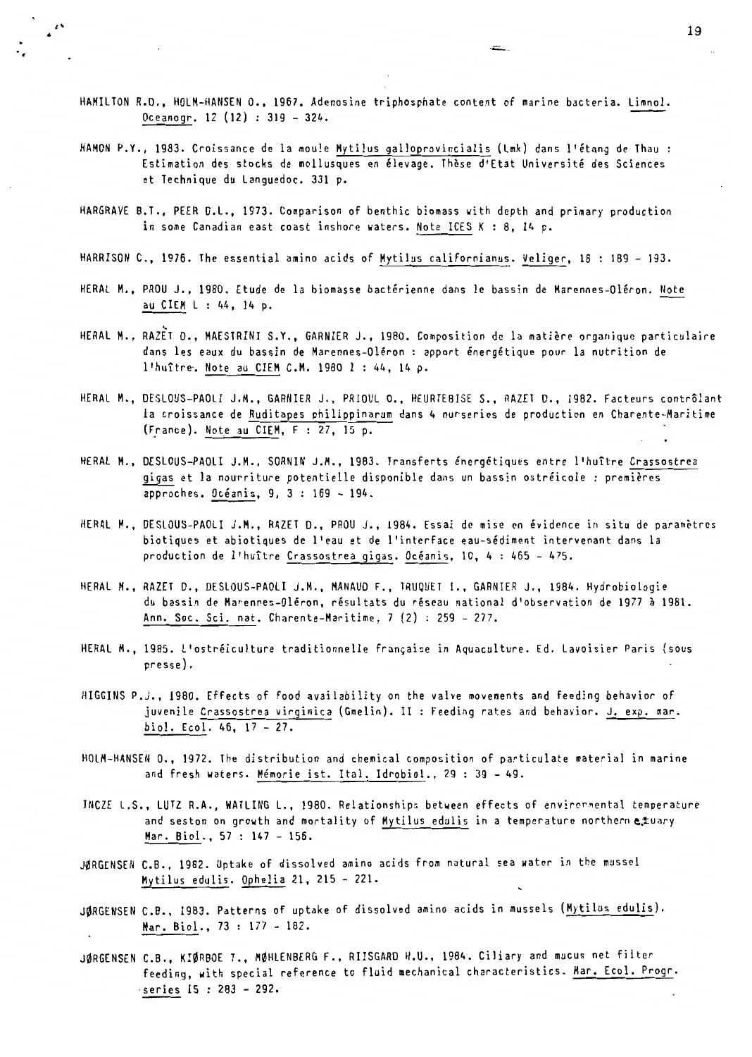HAMILTON R.D., HOLM-HANSEN O., 1967. Adenosine triphosphate content of marine bacteria. Limnol. Oceanogr. 12 (12) : 319 - 324.

HAMON P.Y., 1983. Croissance de la moule Mytilus galloprovincialis (Lmk) dans l'étang de Thau : Estimation des stocks de mollusques en élevage. Thèse d'Etat Université des Sciences et Technique du Languedoc. 331 p.

HARGRAVE B.T., PEER D.L., 1973. Comparison of benthic biomass with depth and primary production in some Canadian east coast inshore waters. Note ICES K : 8, 14 p.

HARRISON C., 1976. The essential amino acids of Mytilus californianus. Veliger, 18 : 189 - 193.

HERAL M., PROU J., 1980. Etude de la biomasse bactérienne dans le bassin de Marennes-Oléron. Note au CIEM L : 44, 14 p.

HERAL M., RAZET D., MAESTRINI S.Y., GARNIER J., 1980. Composition de la matière organique particulaire dans les eaux du bassin de Marennes-Oléron : apport énergétique pour la nutrition de l'huître. Note au CIEM C.M. 1980 l : 44, 14 p.

HERAL M., DESLOUS-PAOLI J.M., GARNIER J., PRIOUL O., HEURTEBISE S., RAZET D., 1982. Facteurs contrôlant la croissance de Ruditapes philippinarum dans 4 nurseries de production en Charente-Maritime (France). Note au CIEM, F : 27, 15 p.

HERAL M., DESLOUS-PAOLI J.M., SORNIN J.M., 1983. Transferts énergétiques entre l'huître Crassostrea gigas et la nourriture potentielle disponible dans un bassin ostréicole : premières approches. Océanis, 9, 3 : 169 - 194.

HERAL M., DESLOUS-PAOLI J.M., RAZET D., PROU J., 1984. Essai de mise en évidence in situ de paramètres biotiques et abiotiques de l'eau et de l'interface eau-sédiment intervenant dans la production de l'huître Crassostrea gigas. Océanis, 10, 4 : 465 - 475.

HERAL M., RAZET D., DESLOUS-PAOLI J.M., MANAUD F., TRUQUET I., GARNIER J., 1984. Hydrobiologie du bassin de Marennes-Oléron, résultats du réseau national d'observation de 1977 à 1981. Ann. Soc. Sci. nat. Charente-Maritime, 7 (2) : 259 - 277.

HERAL M., 1985. L'ostréiculture traditionnelle française in Aquaculture. Ed. Lavoisier Paris (sous presse).

HIGGINS P.J., 1980. Effects of food availability on the valve movements and feeding behavior of juvenile Crassostrea virginica (Gmelin). II : Feeding rates and behavior. J. exp. mar. biol. Ecol. 46, 17 - 27.

HOLM-HANSEN O., 1972. The distribution and chemical composition of particulate material in marine and fresh waters. Mémorie ist. Ital. Idrobiol., 29 : 39 - 49.

INCZE L.S., LUTZ R.A., WATLING L., 1980. Relationships between effects of environmental temperature and seston on growth and mortality of Mytilus edulis in a temperature northern estuary Mar. Biol., 57 : 147 - 156.

JØRGENSEN C.B., 1982. Uptake of dissolved amino acids from natural sea water in the mussel Mytilus edulis. Ophelia 21, 215 - 221.

JØRGENSEN C.B., 1983. Patterns of uptake of dissolved amino acids in mussels (Mytilus edulis). Mar. Biol., 73 : 177 - 182.

JØRGENSEN C.B., KIØRBOE T., MØHLENBERG F., RIISGARD H.U., 1984. Ciliary and mucus net filter feeding, with special reference to fluid mechanical characteristics. Mar. Ecol. Progr. series 15 : 283 - 292.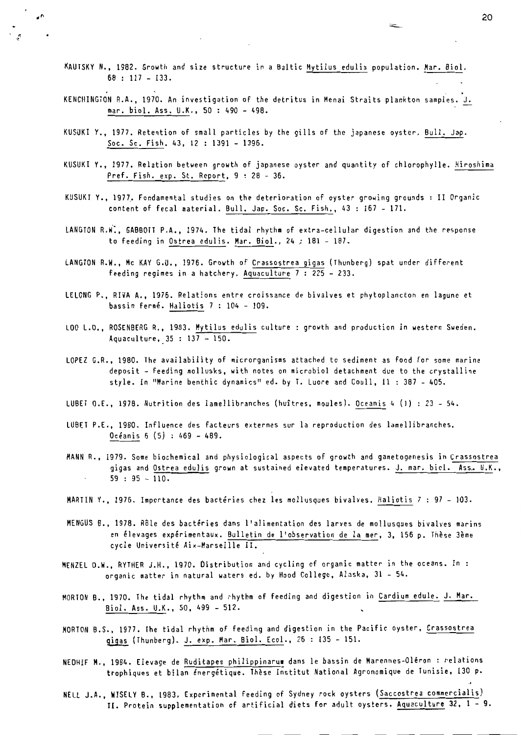KAUTSKY N., 1982. Growth and size structure in a Baltic Mytilus edulis population. Mar. Biol. 68 : 117 - 133.

KENCHINGTON R.A., 1970. An investigation of the detritus in Menai Straits plankton samples. J. mar. biol. Ass. U.K., 50 : 490 - 498.

KUSUKI Y., 1977. Retention of small particles by the gills of the japanese oyster. Bull. Jap. Soc. Sc. Fish. 43, 12 : 1391 - 1396.

KUSUKI Y., 1977. Relation between growth of japanese oyster and quantity of chlorophylle. Hiroshima Pref. Fish. exp. St. Report, 9 : 28 - 36.

KUSUKI Y., 1977. Fondamental studies on the deterioration of oyster growing grounds : II Organic content of fecal material. Bull. Jap. Soc. Sc. Fish., 43 : 167 - 171.

LANGTON R.W., GABBOTT P.A., 1974. The tidal rhythm of extra-cellular digestion and the response to feeding in Ostrea edulis. Mar. Biol., 24 : 181 - 187.

LANGTON R.W., Mc KAY G.U., 1976. Growth of Crassostrea gigas (Thunberg) spat under different feeding regimes in a hatchery. Aquaculture 7 : 225 - 233.

LELONG P., RIVA A., 1976. Relations entre croissance de bivalves et phytoplancton en lagune et bassin fermé. Haliotis 7 : 104 - 109.

LOO L.O., ROSENBERG R., 1983. Mytilus edulis culture : growth and production in western Sweden. Aquaculture, 35 : 137 - 150.

LOPEZ G.R., 1980. The availability of microrganisms attached to sediment as food for some marine deposit - feeding mollusks, with notes on microbiol detachment due to the crystalline style. In "Marine benthic dynamics" ed. by T. Luore and Coull, 11 : 387 - 405.

LUBET O.E., 1978. Nutrition des lamellibranches (huîtres, moules). Oceanis 4 (1) : 23 - 54.

LUBET P.E., 1980. Influence des facteurs externes sur la reproduction des lamellibranches. Océanis 6 (5) : 469 - 489.

MANN R., 1979. Some biochemical and physiological aspects of growth and gametogenesis in Crassostrea gigas and Ostrea edulis grown at sustained elevated temperatures. J. mar. biol. Ass. U.K., 59 : 95 - 110.

MARTIN Y., 1976. Importance des bactéries chez les mollusques bivalves. Haliotis 7 : 97 - 103.

MENGUS B., 1978. Rôle des bactéries dans l'alimentation des larves de mollusques bivalves marins en élevages expérimentaux. Bulletin de l'observation de la mer, 3, 156 p. Thèse 3ème cycle Université Aix-Marseille II.

MENZEL D.W., RYTHER J.H., 1970. Distribution and cycling of organic matter in the oceans. In : organic matter in natural waters ed. by Hood College, Alaska, 31 - 54.

MORTON B., 1970. The tidal rhythm and rhythm of feeding and digestion in Cardium edule. J. Mar. Biol. Ass. U.K., 50, 499 - 512.

MORTON B.S., 1977. The tidal rhythm of feeding and digestion in the Pacific oyster, Crassostrea gigas (Thunberg). J. exp. Mar. Biol. Ecol., 26 : 135 - 151.

NEDHIF M., 1984. Elevage de Ruditapes philippinarum dans le bassin de Marennes-Oléron : relations trophiques et bilan énergétique. Thèse Institut National Agronomique de Tunisie, 130 p.

NELL J.A., WISELY B., 1983. Experimental feeding of Sydney rock oysters (Saccostrea commercialis) II. Protein supplementation of artificial diets for adult oysters. Aquaculture 32, 1 - 9.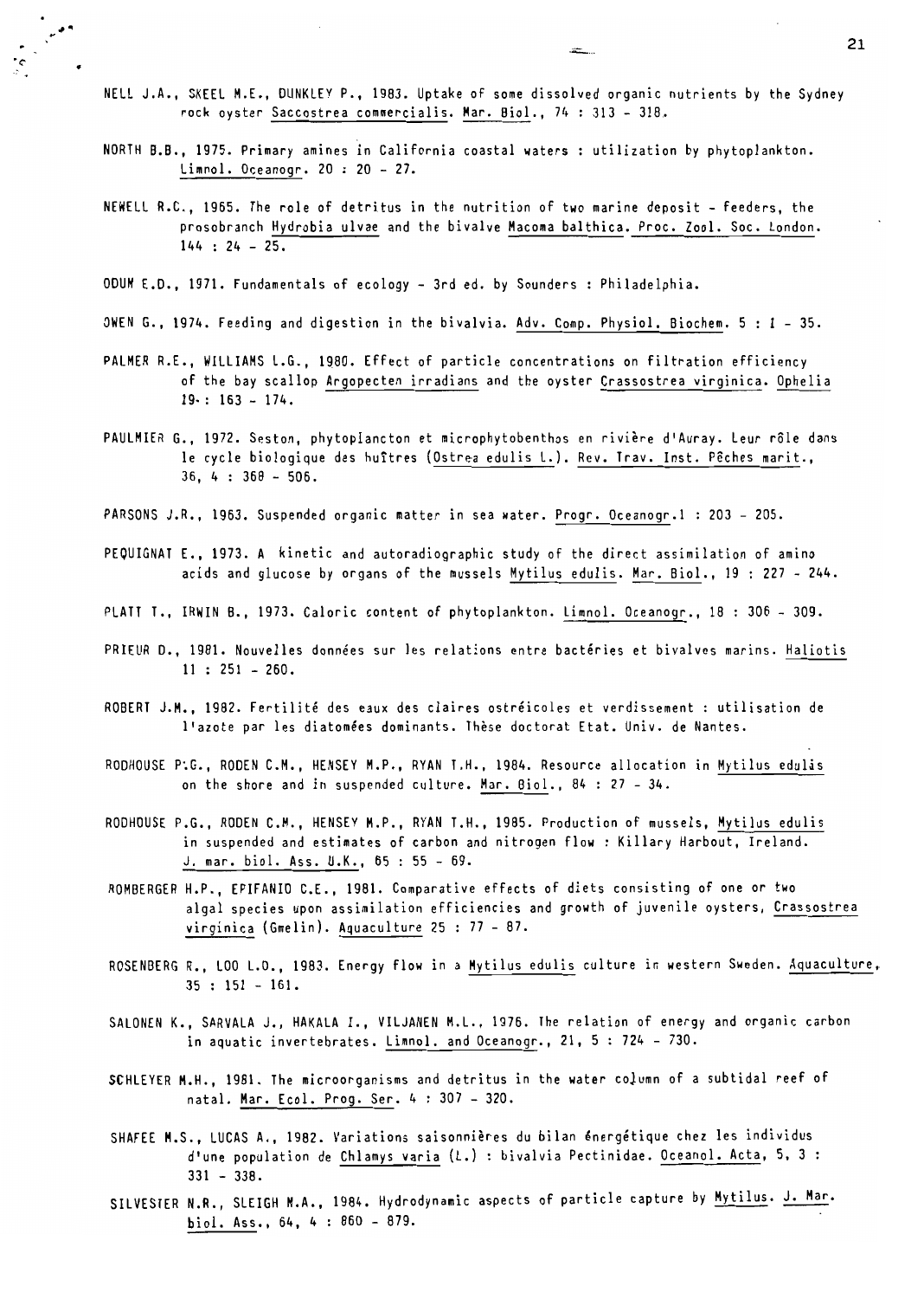NELL J.A., SKEEL M.E., DUNKLEY P., 1983. Uptake of some dissolved organic nutrients by the Sydney rock oyster Saccostrea commercialis. Mar. Biol., 74 : 313 - 318.

NORTH B.B., 1975. Primary amines in California coastal waters : utilization by phytoplankton. Limnol. Oceanogr. 20 : 20 - 27.

NEWELL R.C., 1965. The role of detritus in the nutrition of two marine deposit - feeders, the prosobranch Hydrobia ulvae and the bivalve Macoma balthica. Proc. Zool. Soc. London. 144 : 24 - 25.

ODUM E.D., 1971. Fundamentals of ecology - 3rd ed. by Sounders : Philadelphia.

OWEN G., 1974. Feeding and digestion in the bivalvia. Adv. Comp. Physiol. Biochem. 5 : 1 - 35.

PALMER R.E., WILLIAMS L.G., 1980. Effect of particle concentrations on filtration efficiency of the bay scallop Argopecten irradians and the oyster Crassostrea virginica. Ophelia 19 : 163 - 174.

PAULMIER G., 1972. Seston, phytoplancton et microphytobenthos en rivière d'Auray. Leur rôle dans le cycle biologique des huîtres (Ostrea edulis L.). Rev. Trav. Inst. Pêches marit., 36, 4 : 368 - 506.

PARSONS J.R., 1963. Suspended organic matter in sea water. Progr. Oceanogr.1 : 203 - 205.

PEQUIGNAT E., 1973. A kinetic and autoradiographic study of the direct assimilation of amino acids and glucose by organs of the mussels Mytilus edulis. Mar. Biol., 19 : 227 - 244.

PLATT T., IRWIN B., 1973. Caloric content of phytoplankton. Limnol. Oceanogr., 18 : 306 - 309.

PRIEUR D., 1981. Nouvelles données sur les relations entre bactéries et bivalves marins. Haliotis 11 : 251 - 260.

ROBERT J.M., 1982. Fertilité des eaux des claires ostréicoles et verdissement : utilisation de l'azote par les diatomées dominants. Thèse doctorat Etat. Univ. de Nantes.

RODHOUSE P.G., RODEN C.M., HENSEY M.P., RYAN T.H., 1984. Resource allocation in Mytilus edulis on the shore and in suspended culture. Mar. Biol., 84 : 27 - 34.

RODHOUSE P.G., RODEN C.M., HENSEY M.P., RYAN T.H., 1985. Production of mussels, Mytilus edulis in suspended and estimates of carbon and nitrogen flow : Killary Harbout, Ireland. J. mar. biol. Ass. U.K., 65 : 55 - 69.

ROMBERGER H.P., EPIFANIO C.E., 1981. Comparative effects of diets consisting of one or two algal species upon assimilation efficiencies and growth of juvenile oysters, Crassostrea virginica (Gmelin). Aquaculture 25 : 77 - 87.

ROSENBERG R., LOO L.O., 1983. Energy flow in a Mytilus edulis culture in western Sweden. Aquaculture, 35 : 151 - 161.

SALONEN K., SARVALA J., HAKALA I., VILJANEN M.L., 1976. The relation of energy and organic carbon in aquatic invertebrates. Limnol. and Oceanogr., 21, 5 : 724 - 730.

SCHLEYER M.H., 1981. The microorganisms and detritus in the water column of a subtidal reef of natal. Mar. Ecol. Prog. Ser. 4 : 307 - 320.

SHAFEE M.S., LUCAS A., 1982. Variations saisonnières du bilan énergétique chez les individus d'une population de Chlamys varia (L.) : bivalvia Pectinidae. Oceanol. Acta, 5, 3 : 331 - 338.

SILVESTER N.R., SLEIGH M.A., 1984. Hydrodynamic aspects of particle capture by Mytilus. J. Mar. biol. Ass., 64, 4 : 860 - 879.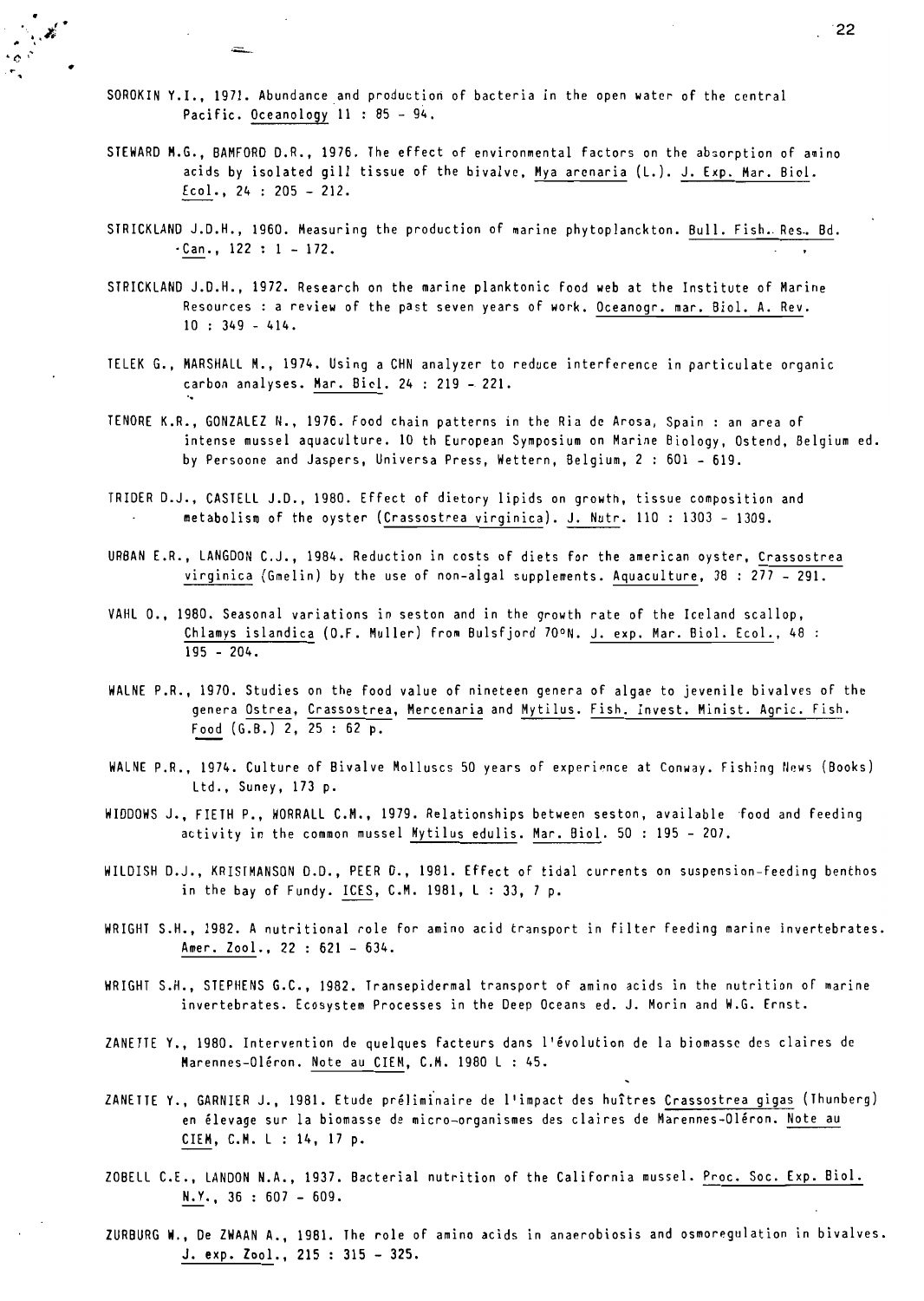SOROKIN Y.I., 1971. Abundance and production of bacteria in the open water of the central Pacific. Oceanology 11 : 85 - 94.

STEWARD M.G., BAMFORD D.R., 1976. The effect of environmental factors on the absorption of amino acids by isolated gill tissue of the bivalve, Mya arenaria (L.). J. Exp. Mar. Biol. Ecol., 24 : 205 - 212.

STRICKLAND J.D.H., 1960. Measuring the production of marine phytoplanckton. Bull. Fish. Res. Bd. Can., 122 : 1 - 172.

STRICKLAND J.D.H., 1972. Research on the marine planktonic food web at the Institute of Marine Resources : a review of the past seven years of work. Oceanogr. mar. Biol. A. Rev. 10 : 349 - 414.

TELEK G., MARSHALL M., 1974. Using a CHN analyzer to reduce interference in particulate organic carbon analyses. Mar. Biol. 24 : 219 - 221.

TENORE K.R., GONZALEZ N., 1976. Food chain patterns in the Ria de Arosa, Spain : an area of intense mussel aquaculture. 10 th European Symposium on Marine Biology, Ostend, Belgium ed. by Persoone and Jaspers, Universa Press, Wettern, Belgium, 2 : 601 - 619.

TRIDER D.J., CASTELL J.D., 1980. Effect of dietory lipids on growth, tissue composition and metabolism of the oyster (Crassostrea virginica). J. Nutr. 110 : 1303 - 1309.

URBAN E.R., LANGDON C.J., 1984. Reduction in costs of diets for the american oyster, Crassostrea virginica (Gmelin) by the use of non-algal supplements. Aquaculture, 38 : 277 - 291.

VAHL O., 1980. Seasonal variations in seston and in the growth rate of the Iceland scallop, Chlamys islandica (O.F. Muller) from Bulsfjord 70°N. J. exp. Mar. Biol. Ecol., 48 : 195 - 204.

WALNE P.R., 1970. Studies on the food value of nineteen genera of algae to jevenile bivalves of the genera Ostrea, Crassostrea, Mercenaria and Mytilus. Fish. Invest. Minist. Agric. Fish. Food (G.B.) 2, 25 : 62 p.

WALNE P.R., 1974. Culture of Bivalve Molluscs 50 years of experience at Conway. Fishing News (Books) Ltd., Suney, 173 p.

WIDDOWS J., FIETH P., WORRALL C.M., 1979. Relationships between seston, available food and feeding activity in the common mussel Mytilus edulis. Mar. Biol. 50 : 195 - 207.

WILDISH D.J., KRISTMANSON D.D., PEER D., 1981. Effect of tidal currents on suspension-feeding benthos in the bay of Fundy. ICES, C.M. 1981, L : 33, 7 p.

WRIGHT S.H., 1982. A nutritional role for amino acid transport in filter feeding marine invertebrates. Amer. Zool., 22 : 621 - 634.

WRIGHT S.H., STEPHENS G.C., 1982. Transepidermal transport of amino acids in the nutrition of marine invertebrates. Ecosystem Processes in the Deep Oceans ed. J. Morin and W.G. Ernst.

ZANETTE Y., 1980. Intervention de quelques facteurs dans l'évolution de la biomasse des claires de Marennes-Oléron. Note au CIEM, C.M. 1980 L : 45.

ZANETTE Y., GARNIER J., 1981. Etude préliminaire de l'impact des huîtres Crassostrea gigas (Thunberg) en élevage sur la biomasse de micro-organismes des claires de Marennes-Oléron. Note au CIEM, C.M. L : 14, 17 p.

ZOBELL C.E., LANDON N.A., 1937. Bacterial nutrition of the California mussel. Proc. Soc. Exp. Biol. N.Y., 36 : 607 - 609.

ZURBURG W., De ZWAAN A., 1981. The role of amino acids in anaerobiosis and osmoregulation in bivalves. J. exp. Zool., 215 : 315 - 325.